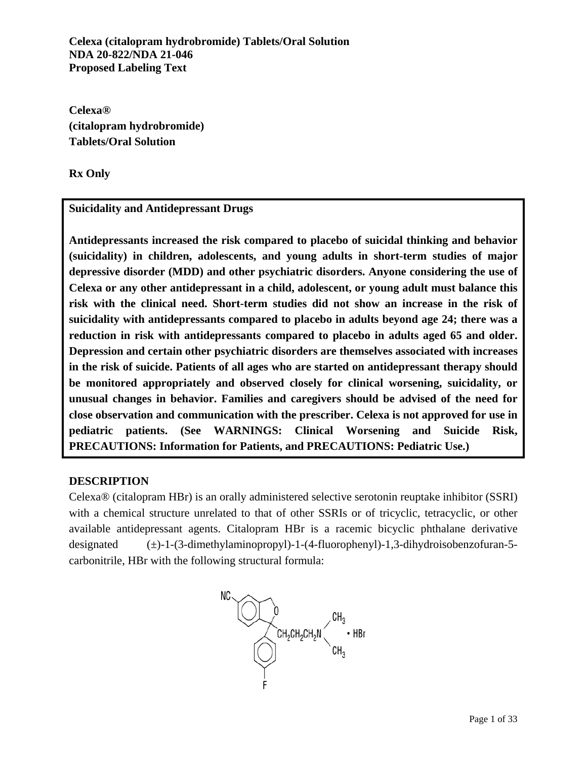**Celexa (citalopram hydrobromide) Tablets/Oral Solution**
**NDA 20-822/NDA 21-046**
**Proposed Labeling Text**

**Celexa®**
**(citalopram hydrobromide)**
**Tablets/Oral Solution**

**Rx Only**

**Suicidality and Antidepressant Drugs**

**Antidepressants increased the risk compared to placebo of suicidal thinking and behavior (suicidality) in children, adolescents, and young adults in short-term studies of major depressive disorder (MDD) and other psychiatric disorders. Anyone considering the use of Celexa or any other antidepressant in a child, adolescent, or young adult must balance this risk with the clinical need. Short-term studies did not show an increase in the risk of suicidality with antidepressants compared to placebo in adults beyond age 24; there was a reduction in risk with antidepressants compared to placebo in adults aged 65 and older. Depression and certain other psychiatric disorders are themselves associated with increases in the risk of suicide. Patients of all ages who are started on antidepressant therapy should be monitored appropriately and observed closely for clinical worsening, suicidality, or unusual changes in behavior. Families and caregivers should be advised of the need for close observation and communication with the prescriber. Celexa is not approved for use in pediatric patients. (See WARNINGS: Clinical Worsening and Suicide Risk, PRECAUTIONS: Information for Patients, and PRECAUTIONS: Pediatric Use.)**

## DESCRIPTION

Celexa® (citalopram HBr) is an orally administered selective serotonin reuptake inhibitor (SSRI) with a chemical structure unrelated to that of other SSRIs or of tricyclic, tetracyclic, or other available antidepressant agents. Citalopram HBr is a racemic bicyclic phthalane derivative designated (±)-1-(3-dimethylaminopropyl)-1-(4-fluorophenyl)-1,3-dihydroisobenzofuran-5-carbonitrile, HBr with the following structural formula:

$CH_2CH_2CH_2N(CH_3)_2$ • HBr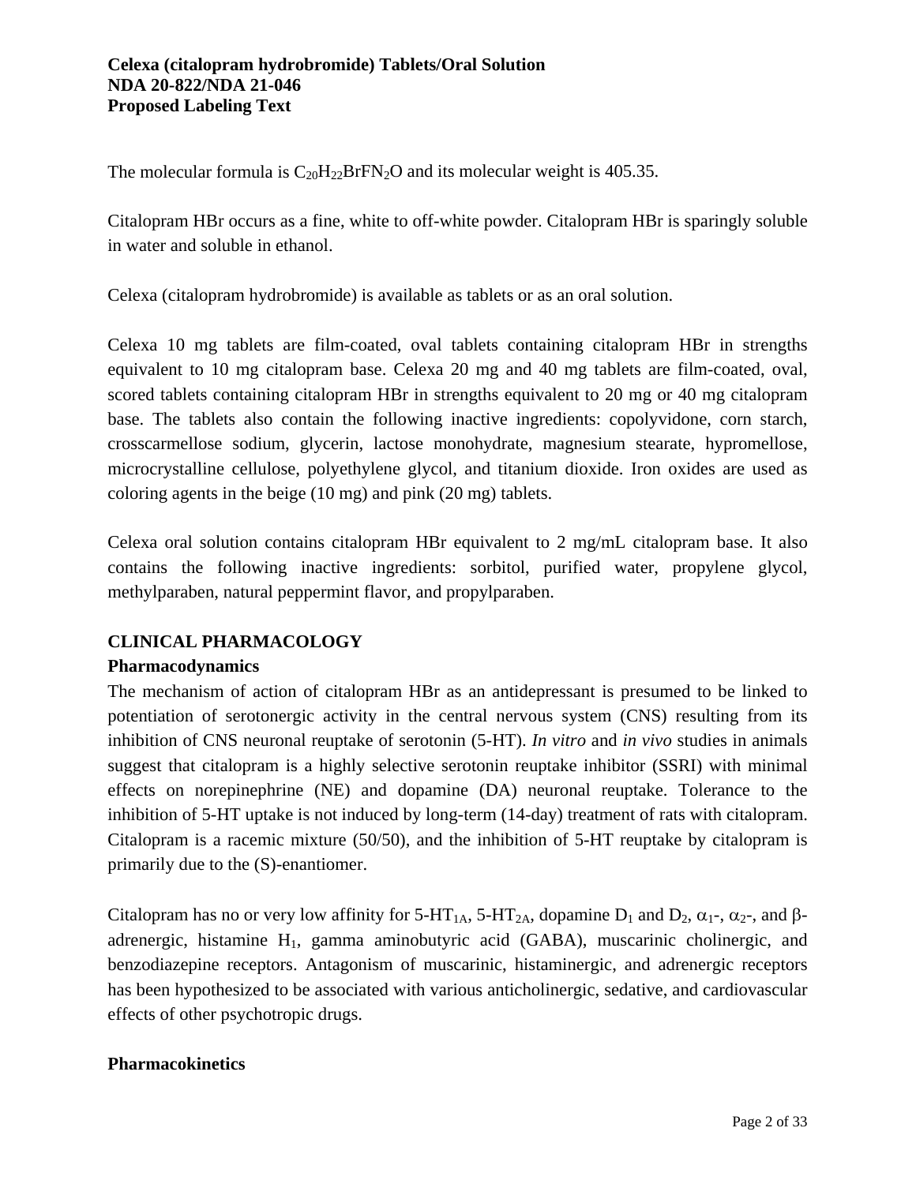The molecular formula is $C_{20}H_{22}BrFN_2O$ and its molecular weight is 405.35.

Citalopram HBr occurs as a fine, white to off-white powder. Citalopram HBr is sparingly soluble in water and soluble in ethanol.

Celexa (citalopram hydrobromide) is available as tablets or as an oral solution.

Celexa 10 mg tablets are film-coated, oval tablets containing citalopram HBr in strengths equivalent to 10 mg citalopram base. Celexa 20 mg and 40 mg tablets are film-coated, oval, scored tablets containing citalopram HBr in strengths equivalent to 20 mg or 40 mg citalopram base. The tablets also contain the following inactive ingredients: copolyvidone, corn starch, crosscarmellose sodium, glycerin, lactose monohydrate, magnesium stearate, hypromellose, microcrystalline cellulose, polyethylene glycol, and titanium dioxide. Iron oxides are used as coloring agents in the beige (10 mg) and pink (20 mg) tablets.

Celexa oral solution contains citalopram HBr equivalent to 2 mg/mL citalopram base. It also contains the following inactive ingredients: sorbitol, purified water, propylene glycol, methylparaben, natural peppermint flavor, and propylparaben.

## CLINICAL PHARMACOLOGY

### Pharmacodynamics

The mechanism of action of citalopram HBr as an antidepressant is presumed to be linked to potentiation of serotonergic activity in the central nervous system (CNS) resulting from its inhibition of CNS neuronal reuptake of serotonin (5-HT). *In vitro* and *in vivo* studies in animals suggest that citalopram is a highly selective serotonin reuptake inhibitor (SSRI) with minimal effects on norepinephrine (NE) and dopamine (DA) neuronal reuptake. Tolerance to the inhibition of 5-HT uptake is not induced by long-term (14-day) treatment of rats with citalopram. Citalopram is a racemic mixture (50/50), and the inhibition of 5-HT reuptake by citalopram is primarily due to the (S)-enantiomer.

Citalopram has no or very low affinity for 5-$HT_{1A}$, 5-$HT_{2A}$, dopamine $D_1$ and $D_2$, $\alpha_1$-, $\alpha_2$-, and $\beta$-adrenergic, histamine $H_1$, gamma aminobutyric acid (GABA), muscarinic cholinergic, and benzodiazepine receptors. Antagonism of muscarinic, histaminergic, and adrenergic receptors has been hypothesized to be associated with various anticholinergic, sedative, and cardiovascular effects of other psychotropic drugs.

### Pharmacokinetics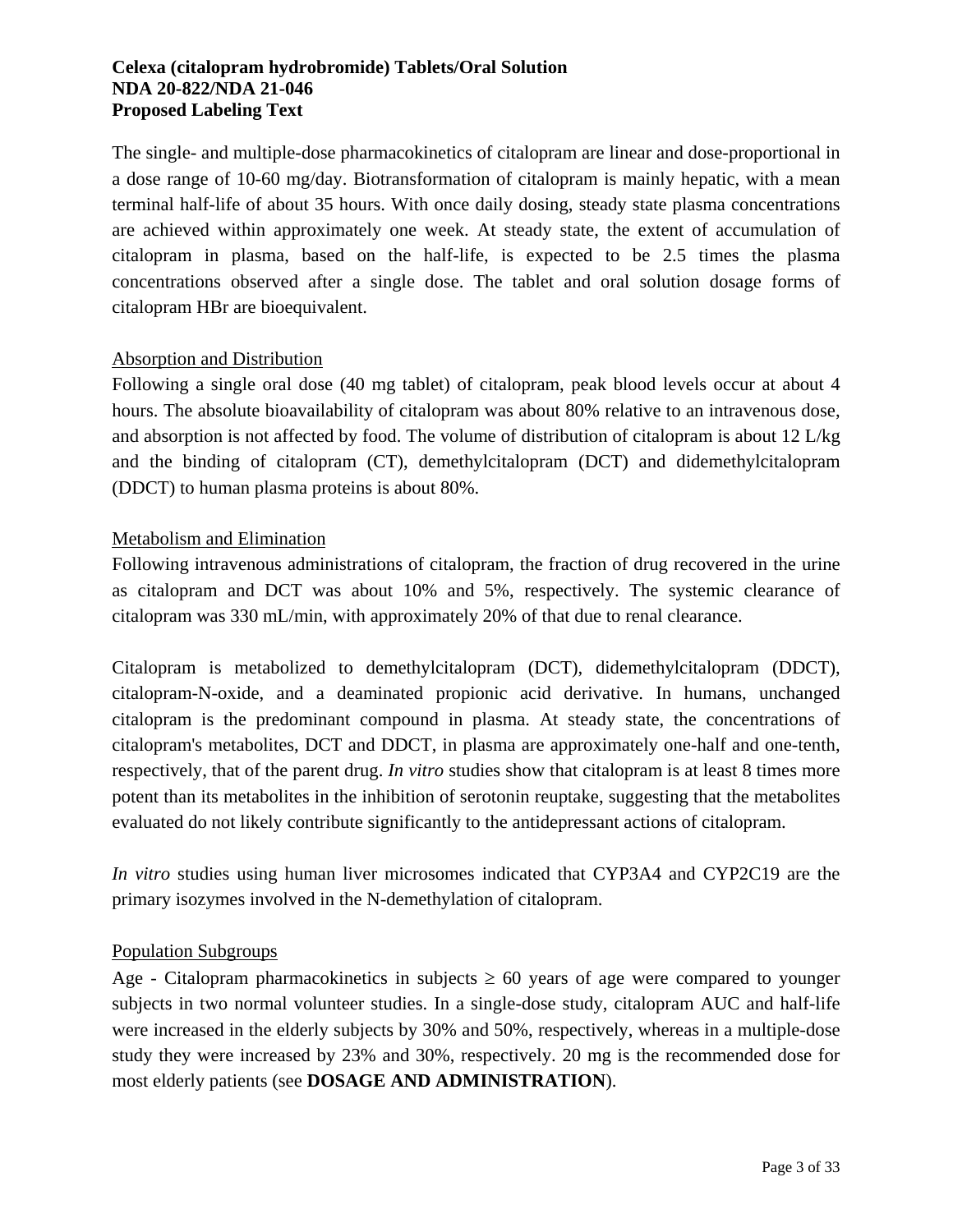The single- and multiple-dose pharmacokinetics of citalopram are linear and dose-proportional in a dose range of 10-60 mg/day. Biotransformation of citalopram is mainly hepatic, with a mean terminal half-life of about 35 hours. With once daily dosing, steady state plasma concentrations are achieved within approximately one week. At steady state, the extent of accumulation of citalopram in plasma, based on the half-life, is expected to be 2.5 times the plasma concentrations observed after a single dose. The tablet and oral solution dosage forms of citalopram HBr are bioequivalent.

Absorption and Distribution

Following a single oral dose (40 mg tablet) of citalopram, peak blood levels occur at about 4 hours. The absolute bioavailability of citalopram was about 80% relative to an intravenous dose, and absorption is not affected by food. The volume of distribution of citalopram is about 12 L/kg and the binding of citalopram (CT), demethylcitalopram (DCT) and didemethylcitalopram (DDCT) to human plasma proteins is about 80%.

Metabolism and Elimination

Following intravenous administrations of citalopram, the fraction of drug recovered in the urine as citalopram and DCT was about 10% and 5%, respectively. The systemic clearance of citalopram was 330 mL/min, with approximately 20% of that due to renal clearance.

Citalopram is metabolized to demethylcitalopram (DCT), didemethylcitalopram (DDCT), citalopram-N-oxide, and a deaminated propionic acid derivative. In humans, unchanged citalopram is the predominant compound in plasma. At steady state, the concentrations of citalopram's metabolites, DCT and DDCT, in plasma are approximately one-half and one-tenth, respectively, that of the parent drug. *In vitro* studies show that citalopram is at least 8 times more potent than its metabolites in the inhibition of serotonin reuptake, suggesting that the metabolites evaluated do not likely contribute significantly to the antidepressant actions of citalopram.

*In vitro* studies using human liver microsomes indicated that CYP3A4 and CYP2C19 are the primary isozymes involved in the N-demethylation of citalopram.

Population Subgroups

Age - Citalopram pharmacokinetics in subjects $\geq$ 60 years of age were compared to younger subjects in two normal volunteer studies. In a single-dose study, citalopram AUC and half-life were increased in the elderly subjects by 30% and 50%, respectively, whereas in a multiple-dose study they were increased by 23% and 30%, respectively. 20 mg is the recommended dose for most elderly patients (see **DOSAGE AND ADMINISTRATION**).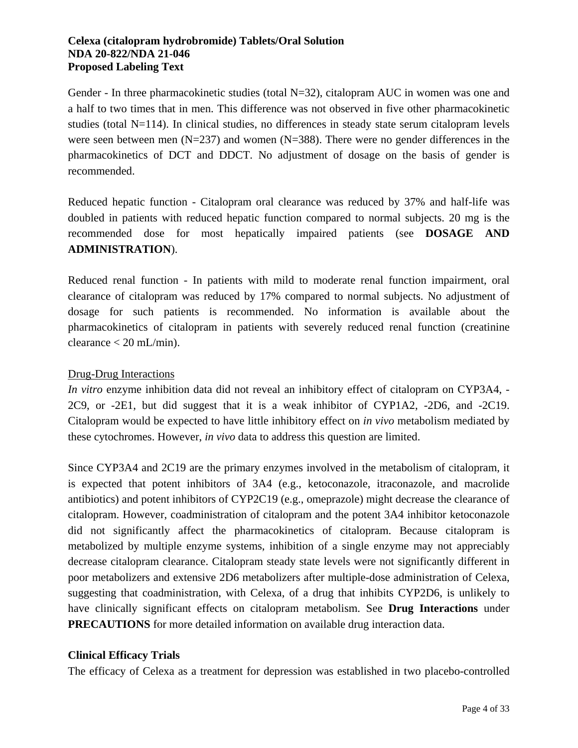Gender - In three pharmacokinetic studies (total N=32), citalopram AUC in women was one and a half to two times that in men. This difference was not observed in five other pharmacokinetic studies (total N=114). In clinical studies, no differences in steady state serum citalopram levels were seen between men (N=237) and women (N=388). There were no gender differences in the pharmacokinetics of DCT and DDCT. No adjustment of dosage on the basis of gender is recommended.

Reduced hepatic function - Citalopram oral clearance was reduced by 37% and half-life was doubled in patients with reduced hepatic function compared to normal subjects. 20 mg is the recommended dose for most hepatically impaired patients (see **DOSAGE AND ADMINISTRATION**).

Reduced renal function - In patients with mild to moderate renal function impairment, oral clearance of citalopram was reduced by 17% compared to normal subjects. No adjustment of dosage for such patients is recommended. No information is available about the pharmacokinetics of citalopram in patients with severely reduced renal function (creatinine clearance < 20 mL/min).

Drug-Drug Interactions

*In vitro* enzyme inhibition data did not reveal an inhibitory effect of citalopram on CYP3A4, -2C9, or -2E1, but did suggest that it is a weak inhibitor of CYP1A2, -2D6, and -2C19. Citalopram would be expected to have little inhibitory effect on *in vivo* metabolism mediated by these cytochromes. However, *in vivo* data to address this question are limited.

Since CYP3A4 and 2C19 are the primary enzymes involved in the metabolism of citalopram, it is expected that potent inhibitors of 3A4 (e.g., ketoconazole, itraconazole, and macrolide antibiotics) and potent inhibitors of CYP2C19 (e.g., omeprazole) might decrease the clearance of citalopram. However, coadministration of citalopram and the potent 3A4 inhibitor ketoconazole did not significantly affect the pharmacokinetics of citalopram. Because citalopram is metabolized by multiple enzyme systems, inhibition of a single enzyme may not appreciably decrease citalopram clearance. Citalopram steady state levels were not significantly different in poor metabolizers and extensive 2D6 metabolizers after multiple-dose administration of Celexa, suggesting that coadministration, with Celexa, of a drug that inhibits CYP2D6, is unlikely to have clinically significant effects on citalopram metabolism. See **Drug Interactions** under **PRECAUTIONS** for more detailed information on available drug interaction data.

**Clinical Efficacy Trials**

The efficacy of Celexa as a treatment for depression was established in two placebo-controlled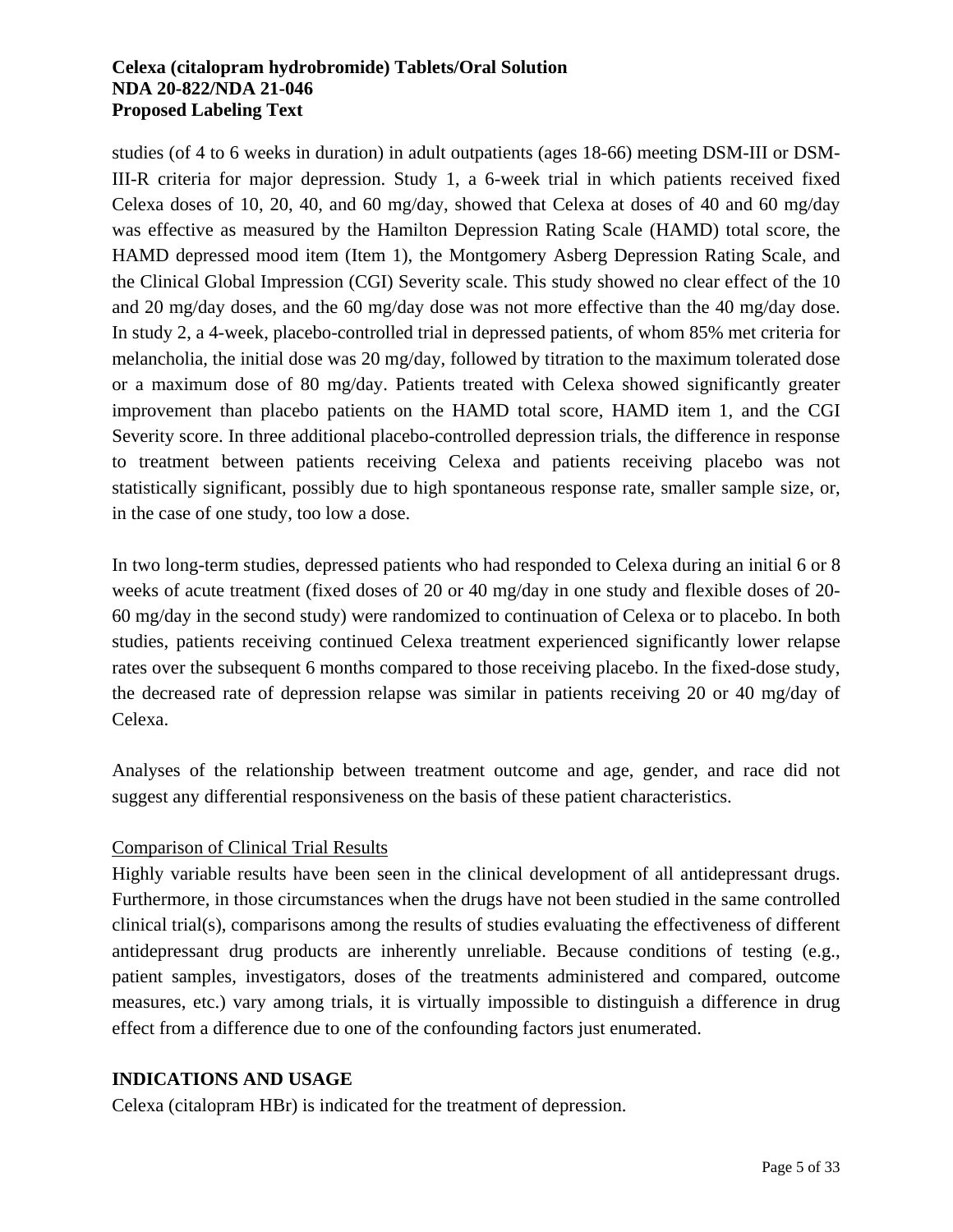studies (of 4 to 6 weeks in duration) in adult outpatients (ages 18-66) meeting DSM-III or DSM-III-R criteria for major depression. Study 1, a 6-week trial in which patients received fixed Celexa doses of 10, 20, 40, and 60 mg/day, showed that Celexa at doses of 40 and 60 mg/day was effective as measured by the Hamilton Depression Rating Scale (HAMD) total score, the HAMD depressed mood item (Item 1), the Montgomery Asberg Depression Rating Scale, and the Clinical Global Impression (CGI) Severity scale. This study showed no clear effect of the 10 and 20 mg/day doses, and the 60 mg/day dose was not more effective than the 40 mg/day dose. In study 2, a 4-week, placebo-controlled trial in depressed patients, of whom 85% met criteria for melancholia, the initial dose was 20 mg/day, followed by titration to the maximum tolerated dose or a maximum dose of 80 mg/day. Patients treated with Celexa showed significantly greater improvement than placebo patients on the HAMD total score, HAMD item 1, and the CGI Severity score. In three additional placebo-controlled depression trials, the difference in response to treatment between patients receiving Celexa and patients receiving placebo was not statistically significant, possibly due to high spontaneous response rate, smaller sample size, or, in the case of one study, too low a dose.

In two long-term studies, depressed patients who had responded to Celexa during an initial 6 or 8 weeks of acute treatment (fixed doses of 20 or 40 mg/day in one study and flexible doses of 20-60 mg/day in the second study) were randomized to continuation of Celexa or to placebo. In both studies, patients receiving continued Celexa treatment experienced significantly lower relapse rates over the subsequent 6 months compared to those receiving placebo. In the fixed-dose study, the decreased rate of depression relapse was similar in patients receiving 20 or 40 mg/day of Celexa.

Analyses of the relationship between treatment outcome and age, gender, and race did not suggest any differential responsiveness on the basis of these patient characteristics.

Comparison of Clinical Trial Results

Highly variable results have been seen in the clinical development of all antidepressant drugs. Furthermore, in those circumstances when the drugs have not been studied in the same controlled clinical trial(s), comparisons among the results of studies evaluating the effectiveness of different antidepressant drug products are inherently unreliable. Because conditions of testing (e.g., patient samples, investigators, doses of the treatments administered and compared, outcome measures, etc.) vary among trials, it is virtually impossible to distinguish a difference in drug effect from a difference due to one of the confounding factors just enumerated.

## INDICATIONS AND USAGE

Celexa (citalopram HBr) is indicated for the treatment of depression.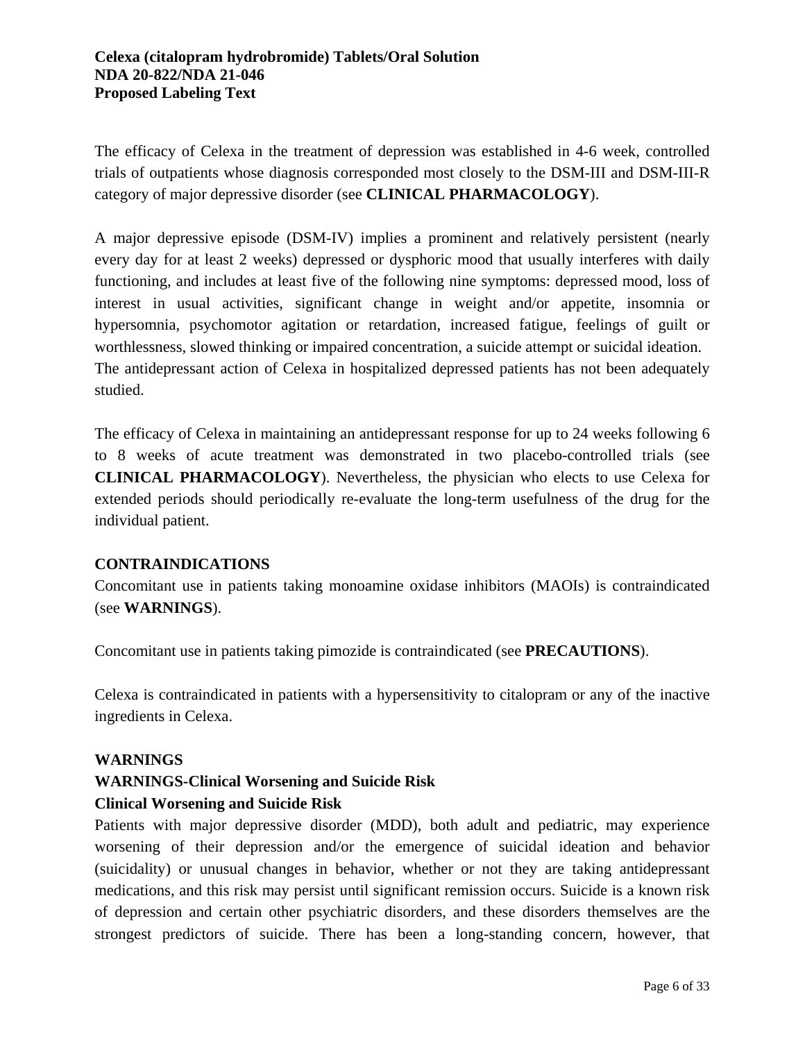The efficacy of Celexa in the treatment of depression was established in 4-6 week, controlled trials of outpatients whose diagnosis corresponded most closely to the DSM-III and DSM-III-R category of major depressive disorder (see **CLINICAL PHARMACOLOGY**).

A major depressive episode (DSM-IV) implies a prominent and relatively persistent (nearly every day for at least 2 weeks) depressed or dysphoric mood that usually interferes with daily functioning, and includes at least five of the following nine symptoms: depressed mood, loss of interest in usual activities, significant change in weight and/or appetite, insomnia or hypersomnia, psychomotor agitation or retardation, increased fatigue, feelings of guilt or worthlessness, slowed thinking or impaired concentration, a suicide attempt or suicidal ideation. The antidepressant action of Celexa in hospitalized depressed patients has not been adequately studied.

The efficacy of Celexa in maintaining an antidepressant response for up to 24 weeks following 6 to 8 weeks of acute treatment was demonstrated in two placebo-controlled trials (see **CLINICAL PHARMACOLOGY**). Nevertheless, the physician who elects to use Celexa for extended periods should periodically re-evaluate the long-term usefulness of the drug for the individual patient.

## CONTRAINDICATIONS

Concomitant use in patients taking monoamine oxidase inhibitors (MAOIs) is contraindicated (see **WARNINGS**).

Concomitant use in patients taking pimozide is contraindicated (see **PRECAUTIONS**).

Celexa is contraindicated in patients with a hypersensitivity to citalopram or any of the inactive ingredients in Celexa.

## WARNINGS

### WARNINGS-Clinical Worsening and Suicide Risk

### Clinical Worsening and Suicide Risk

Patients with major depressive disorder (MDD), both adult and pediatric, may experience worsening of their depression and/or the emergence of suicidal ideation and behavior (suicidality) or unusual changes in behavior, whether or not they are taking antidepressant medications, and this risk may persist until significant remission occurs. Suicide is a known risk of depression and certain other psychiatric disorders, and these disorders themselves are the strongest predictors of suicide. There has been a long-standing concern, however, that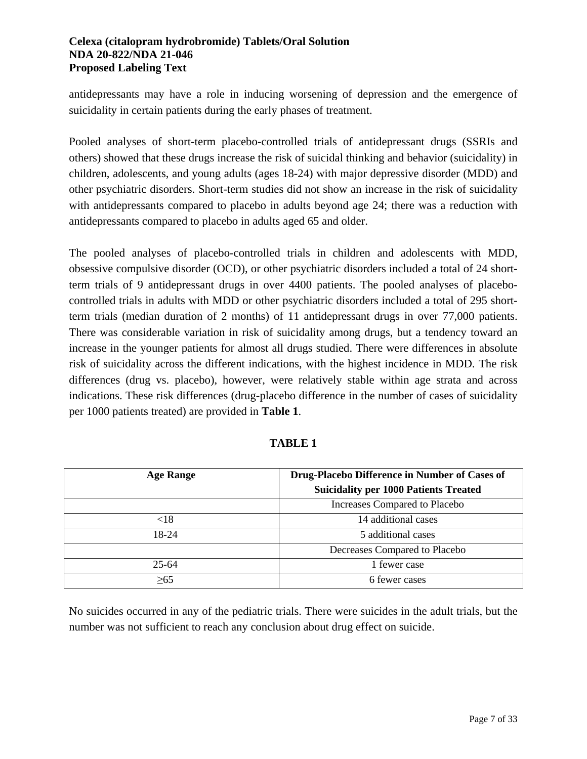antidepressants may have a role in inducing worsening of depression and the emergence of suicidality in certain patients during the early phases of treatment.

Pooled analyses of short-term placebo-controlled trials of antidepressant drugs (SSRIs and others) showed that these drugs increase the risk of suicidal thinking and behavior (suicidality) in children, adolescents, and young adults (ages 18-24) with major depressive disorder (MDD) and other psychiatric disorders. Short-term studies did not show an increase in the risk of suicidality with antidepressants compared to placebo in adults beyond age 24; there was a reduction with antidepressants compared to placebo in adults aged 65 and older.

The pooled analyses of placebo-controlled trials in children and adolescents with MDD, obsessive compulsive disorder (OCD), or other psychiatric disorders included a total of 24 short-term trials of 9 antidepressant drugs in over 4400 patients. The pooled analyses of placebo-controlled trials in adults with MDD or other psychiatric disorders included a total of 295 short-term trials (median duration of 2 months) of 11 antidepressant drugs in over 77,000 patients. There was considerable variation in risk of suicidality among drugs, but a tendency toward an increase in the younger patients for almost all drugs studied. There were differences in absolute risk of suicidality across the different indications, with the highest incidence in MDD. The risk differences (drug vs. placebo), however, were relatively stable within age strata and across indications. These risk differences (drug-placebo difference in the number of cases of suicidality per 1000 patients treated) are provided in **Table 1**.

**TABLE 1**

| Age Range | Drug-Placebo Difference in Number of Cases of Suicidality per 1000 Patients Treated |
|---|---|
| | Increases Compared to Placebo |
| <18 | 14 additional cases |
| 18-24 | 5 additional cases |
| | Decreases Compared to Placebo |
| 25-64 | 1 fewer case |
| ≥65 | 6 fewer cases |

No suicides occurred in any of the pediatric trials. There were suicides in the adult trials, but the number was not sufficient to reach any conclusion about drug effect on suicide.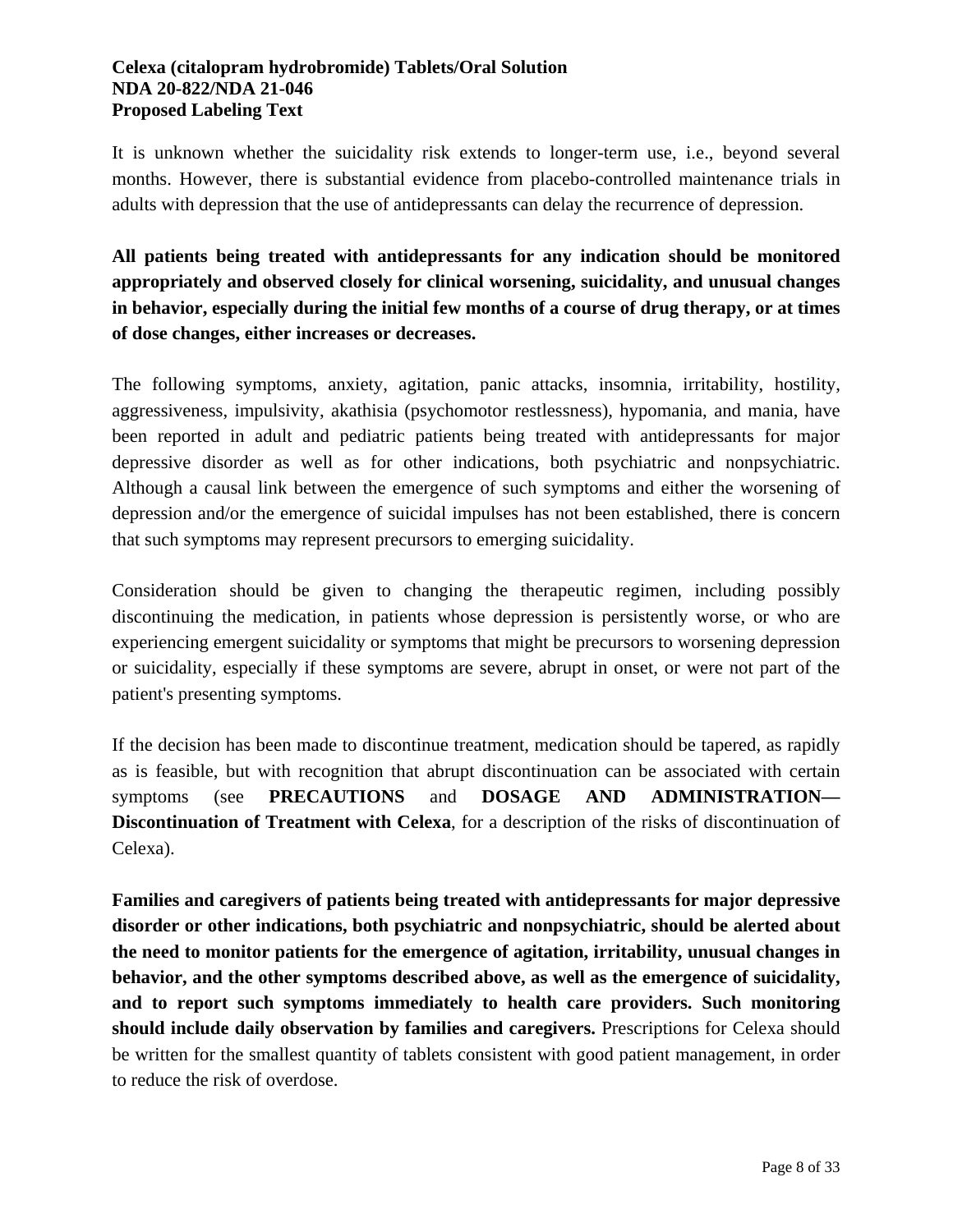It is unknown whether the suicidality risk extends to longer-term use, i.e., beyond several months. However, there is substantial evidence from placebo-controlled maintenance trials in adults with depression that the use of antidepressants can delay the recurrence of depression.

**All patients being treated with antidepressants for any indication should be monitored appropriately and observed closely for clinical worsening, suicidality, and unusual changes in behavior, especially during the initial few months of a course of drug therapy, or at times of dose changes, either increases or decreases.**

The following symptoms, anxiety, agitation, panic attacks, insomnia, irritability, hostility, aggressiveness, impulsivity, akathisia (psychomotor restlessness), hypomania, and mania, have been reported in adult and pediatric patients being treated with antidepressants for major depressive disorder as well as for other indications, both psychiatric and nonpsychiatric. Although a causal link between the emergence of such symptoms and either the worsening of depression and/or the emergence of suicidal impulses has not been established, there is concern that such symptoms may represent precursors to emerging suicidality.

Consideration should be given to changing the therapeutic regimen, including possibly discontinuing the medication, in patients whose depression is persistently worse, or who are experiencing emergent suicidality or symptoms that might be precursors to worsening depression or suicidality, especially if these symptoms are severe, abrupt in onset, or were not part of the patient's presenting symptoms.

If the decision has been made to discontinue treatment, medication should be tapered, as rapidly as is feasible, but with recognition that abrupt discontinuation can be associated with certain symptoms (see **PRECAUTIONS** and **DOSAGE AND ADMINISTRATION—Discontinuation of Treatment with Celexa**, for a description of the risks of discontinuation of Celexa).

**Families and caregivers of patients being treated with antidepressants for major depressive disorder or other indications, both psychiatric and nonpsychiatric, should be alerted about the need to monitor patients for the emergence of agitation, irritability, unusual changes in behavior, and the other symptoms described above, as well as the emergence of suicidality, and to report such symptoms immediately to health care providers. Such monitoring should include daily observation by families and caregivers.** Prescriptions for Celexa should be written for the smallest quantity of tablets consistent with good patient management, in order to reduce the risk of overdose.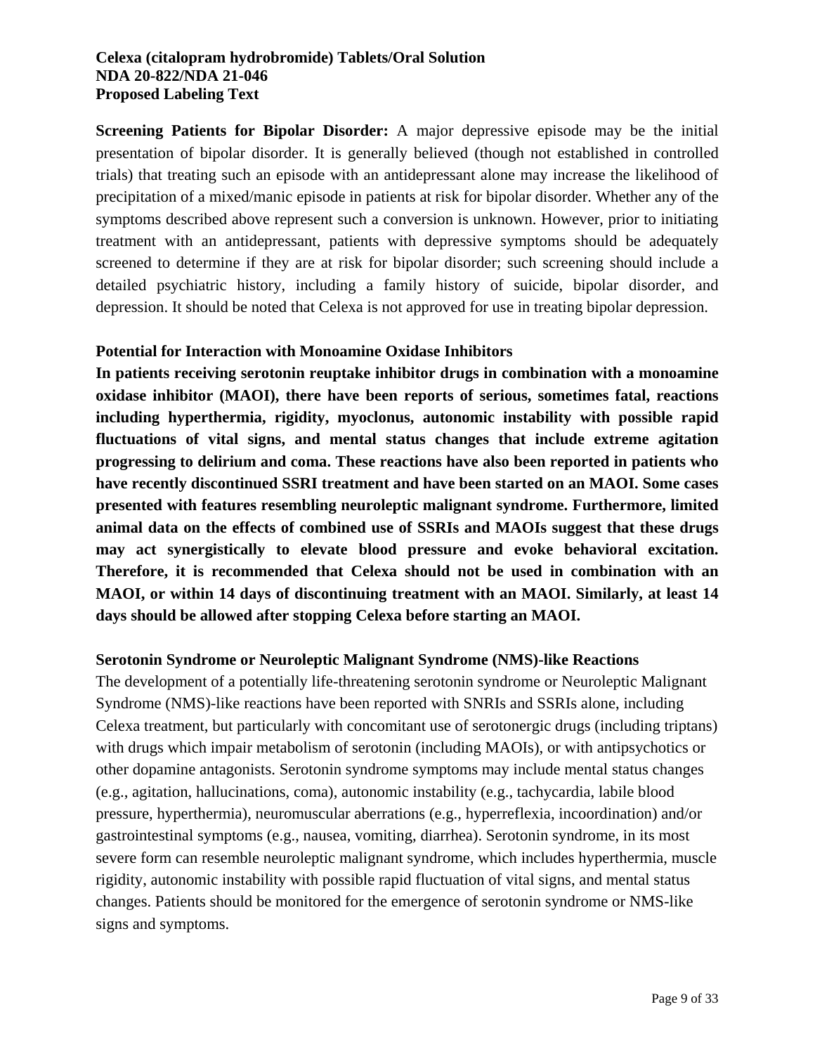**Screening Patients for Bipolar Disorder:** A major depressive episode may be the initial presentation of bipolar disorder. It is generally believed (though not established in controlled trials) that treating such an episode with an antidepressant alone may increase the likelihood of precipitation of a mixed/manic episode in patients at risk for bipolar disorder. Whether any of the symptoms described above represent such a conversion is unknown. However, prior to initiating treatment with an antidepressant, patients with depressive symptoms should be adequately screened to determine if they are at risk for bipolar disorder; such screening should include a detailed psychiatric history, including a family history of suicide, bipolar disorder, and depression. It should be noted that Celexa is not approved for use in treating bipolar depression.

### Potential for Interaction with Monoamine Oxidase Inhibitors

**In patients receiving serotonin reuptake inhibitor drugs in combination with a monoamine oxidase inhibitor (MAOI), there have been reports of serious, sometimes fatal, reactions including hyperthermia, rigidity, myoclonus, autonomic instability with possible rapid fluctuations of vital signs, and mental status changes that include extreme agitation progressing to delirium and coma. These reactions have also been reported in patients who have recently discontinued SSRI treatment and have been started on an MAOI. Some cases presented with features resembling neuroleptic malignant syndrome. Furthermore, limited animal data on the effects of combined use of SSRIs and MAOIs suggest that these drugs may act synergistically to elevate blood pressure and evoke behavioral excitation. Therefore, it is recommended that Celexa should not be used in combination with an MAOI, or within 14 days of discontinuing treatment with an MAOI. Similarly, at least 14 days should be allowed after stopping Celexa before starting an MAOI.**

### Serotonin Syndrome or Neuroleptic Malignant Syndrome (NMS)-like Reactions

The development of a potentially life-threatening serotonin syndrome or Neuroleptic Malignant Syndrome (NMS)-like reactions have been reported with SNRIs and SSRIs alone, including Celexa treatment, but particularly with concomitant use of serotonergic drugs (including triptans) with drugs which impair metabolism of serotonin (including MAOIs), or with antipsychotics or other dopamine antagonists. Serotonin syndrome symptoms may include mental status changes (e.g., agitation, hallucinations, coma), autonomic instability (e.g., tachycardia, labile blood pressure, hyperthermia), neuromuscular aberrations (e.g., hyperreflexia, incoordination) and/or gastrointestinal symptoms (e.g., nausea, vomiting, diarrhea). Serotonin syndrome, in its most severe form can resemble neuroleptic malignant syndrome, which includes hyperthermia, muscle rigidity, autonomic instability with possible rapid fluctuation of vital signs, and mental status changes. Patients should be monitored for the emergence of serotonin syndrome or NMS-like signs and symptoms.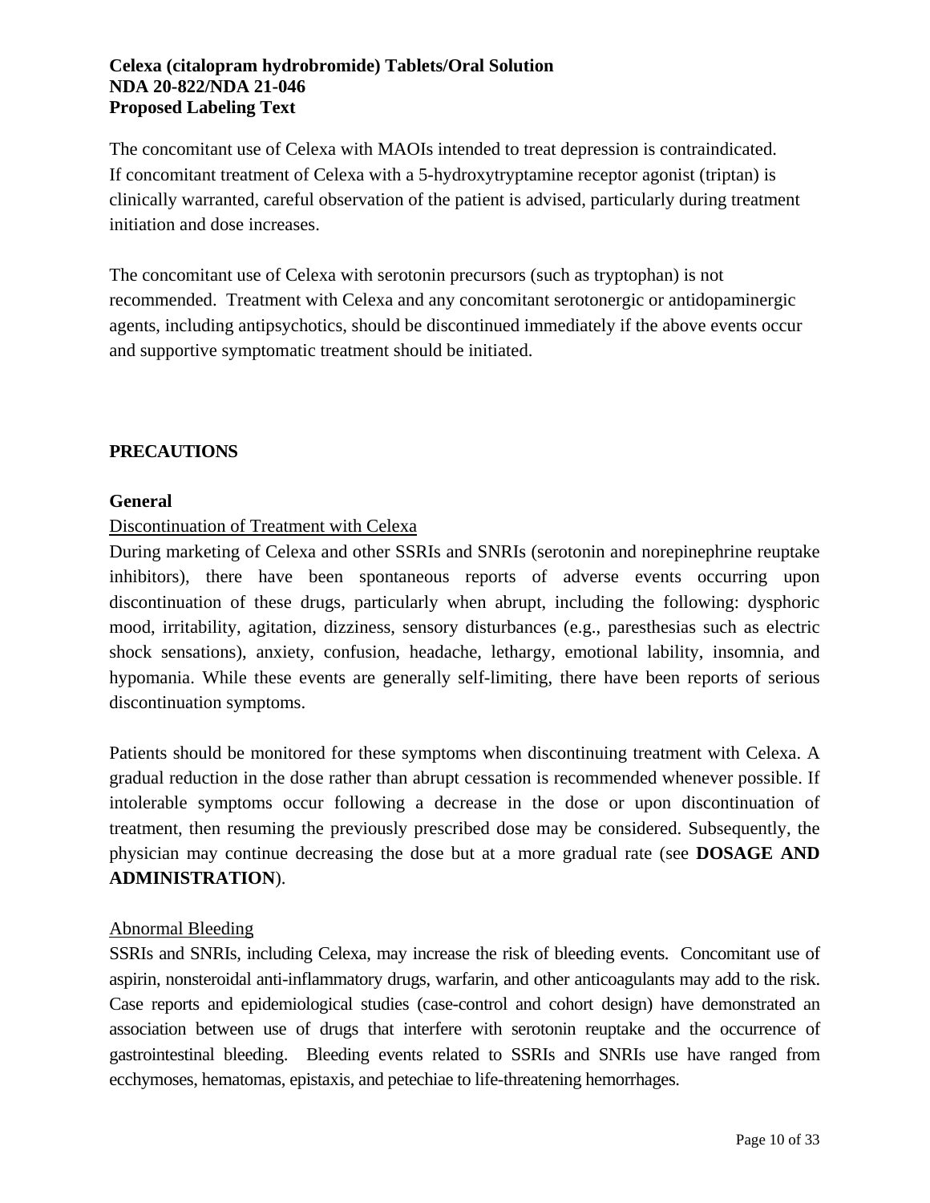The concomitant use of Celexa with MAOIs intended to treat depression is contraindicated. If concomitant treatment of Celexa with a 5-hydroxytryptamine receptor agonist (triptan) is clinically warranted, careful observation of the patient is advised, particularly during treatment initiation and dose increases.

The concomitant use of Celexa with serotonin precursors (such as tryptophan) is not recommended. Treatment with Celexa and any concomitant serotonergic or antidopaminergic agents, including antipsychotics, should be discontinued immediately if the above events occur and supportive symptomatic treatment should be initiated.

## PRECAUTIONS

### General

Discontinuation of Treatment with Celexa

During marketing of Celexa and other SSRIs and SNRIs (serotonin and norepinephrine reuptake inhibitors), there have been spontaneous reports of adverse events occurring upon discontinuation of these drugs, particularly when abrupt, including the following: dysphoric mood, irritability, agitation, dizziness, sensory disturbances (e.g., paresthesias such as electric shock sensations), anxiety, confusion, headache, lethargy, emotional lability, insomnia, and hypomania. While these events are generally self-limiting, there have been reports of serious discontinuation symptoms.

Patients should be monitored for these symptoms when discontinuing treatment with Celexa. A gradual reduction in the dose rather than abrupt cessation is recommended whenever possible. If intolerable symptoms occur following a decrease in the dose or upon discontinuation of treatment, then resuming the previously prescribed dose may be considered. Subsequently, the physician may continue decreasing the dose but at a more gradual rate (see **DOSAGE AND ADMINISTRATION**).

Abnormal Bleeding

SSRIs and SNRIs, including Celexa, may increase the risk of bleeding events. Concomitant use of aspirin, nonsteroidal anti-inflammatory drugs, warfarin, and other anticoagulants may add to the risk. Case reports and epidemiological studies (case-control and cohort design) have demonstrated an association between use of drugs that interfere with serotonin reuptake and the occurrence of gastrointestinal bleeding. Bleeding events related to SSRIs and SNRIs use have ranged from ecchymoses, hematomas, epistaxis, and petechiae to life-threatening hemorrhages.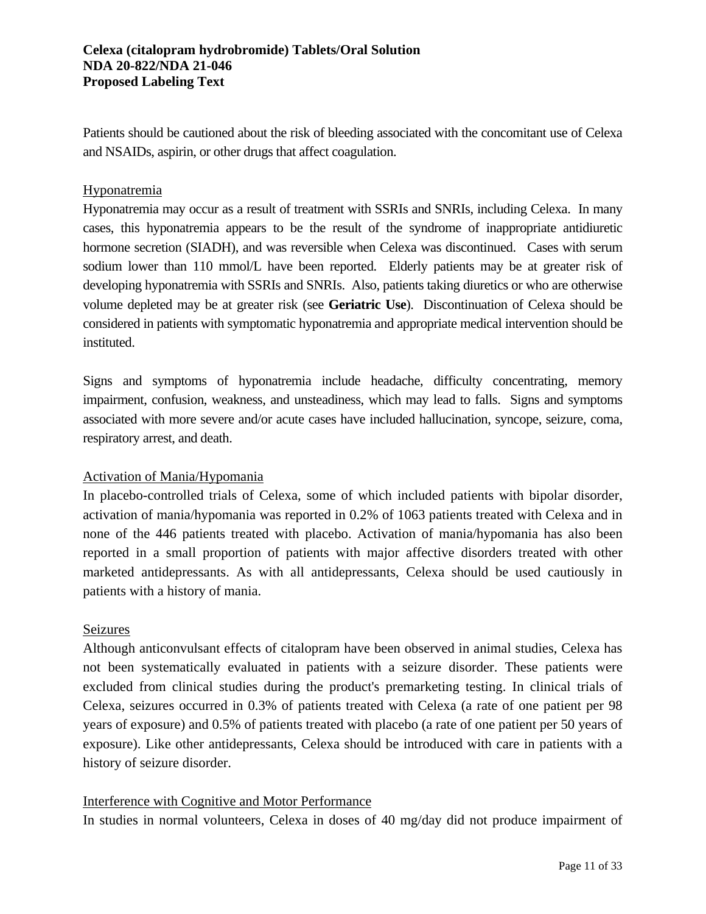Patients should be cautioned about the risk of bleeding associated with the concomitant use of Celexa and NSAIDs, aspirin, or other drugs that affect coagulation.

Hyponatremia

Hyponatremia may occur as a result of treatment with SSRIs and SNRIs, including Celexa. In many cases, this hyponatremia appears to be the result of the syndrome of inappropriate antidiuretic hormone secretion (SIADH), and was reversible when Celexa was discontinued. Cases with serum sodium lower than 110 mmol/L have been reported. Elderly patients may be at greater risk of developing hyponatremia with SSRIs and SNRIs. Also, patients taking diuretics or who are otherwise volume depleted may be at greater risk (see **Geriatric Use**). Discontinuation of Celexa should be considered in patients with symptomatic hyponatremia and appropriate medical intervention should be instituted.

Signs and symptoms of hyponatremia include headache, difficulty concentrating, memory impairment, confusion, weakness, and unsteadiness, which may lead to falls. Signs and symptoms associated with more severe and/or acute cases have included hallucination, syncope, seizure, coma, respiratory arrest, and death.

Activation of Mania/Hypomania

In placebo-controlled trials of Celexa, some of which included patients with bipolar disorder, activation of mania/hypomania was reported in 0.2% of 1063 patients treated with Celexa and in none of the 446 patients treated with placebo. Activation of mania/hypomania has also been reported in a small proportion of patients with major affective disorders treated with other marketed antidepressants. As with all antidepressants, Celexa should be used cautiously in patients with a history of mania.

Seizures

Although anticonvulsant effects of citalopram have been observed in animal studies, Celexa has not been systematically evaluated in patients with a seizure disorder. These patients were excluded from clinical studies during the product's premarketing testing. In clinical trials of Celexa, seizures occurred in 0.3% of patients treated with Celexa (a rate of one patient per 98 years of exposure) and 0.5% of patients treated with placebo (a rate of one patient per 50 years of exposure). Like other antidepressants, Celexa should be introduced with care in patients with a history of seizure disorder.

Interference with Cognitive and Motor Performance

In studies in normal volunteers, Celexa in doses of 40 mg/day did not produce impairment of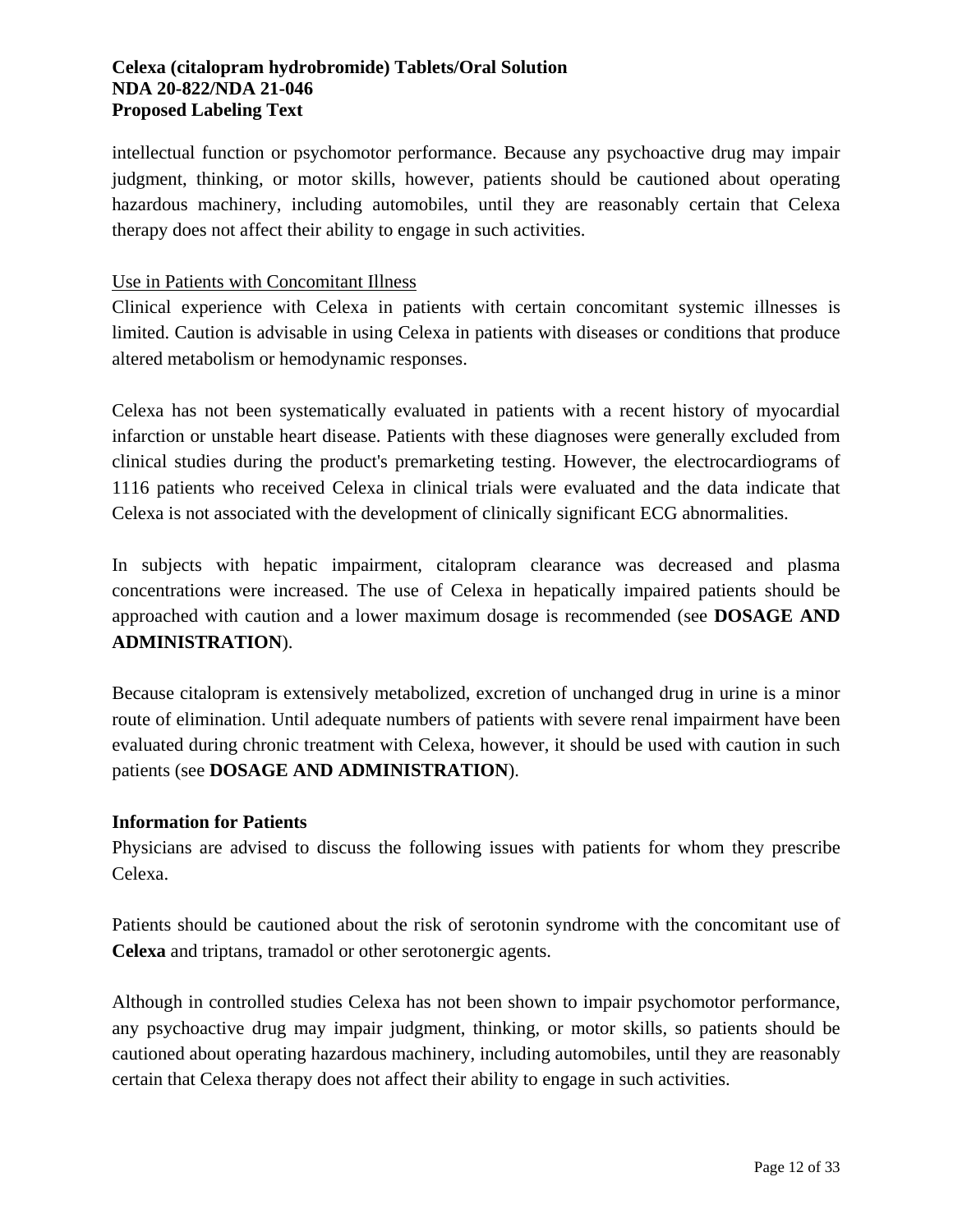intellectual function or psychomotor performance. Because any psychoactive drug may impair judgment, thinking, or motor skills, however, patients should be cautioned about operating hazardous machinery, including automobiles, until they are reasonably certain that Celexa therapy does not affect their ability to engage in such activities.

Use in Patients with Concomitant Illness

Clinical experience with Celexa in patients with certain concomitant systemic illnesses is limited. Caution is advisable in using Celexa in patients with diseases or conditions that produce altered metabolism or hemodynamic responses.

Celexa has not been systematically evaluated in patients with a recent history of myocardial infarction or unstable heart disease. Patients with these diagnoses were generally excluded from clinical studies during the product's premarketing testing. However, the electrocardiograms of 1116 patients who received Celexa in clinical trials were evaluated and the data indicate that Celexa is not associated with the development of clinically significant ECG abnormalities.

In subjects with hepatic impairment, citalopram clearance was decreased and plasma concentrations were increased. The use of Celexa in hepatically impaired patients should be approached with caution and a lower maximum dosage is recommended (see **DOSAGE AND ADMINISTRATION**).

Because citalopram is extensively metabolized, excretion of unchanged drug in urine is a minor route of elimination. Until adequate numbers of patients with severe renal impairment have been evaluated during chronic treatment with Celexa, however, it should be used with caution in such patients (see **DOSAGE AND ADMINISTRATION**).

**Information for Patients**

Physicians are advised to discuss the following issues with patients for whom they prescribe Celexa.

Patients should be cautioned about the risk of serotonin syndrome with the concomitant use of **Celexa** and triptans, tramadol or other serotonergic agents.

Although in controlled studies Celexa has not been shown to impair psychomotor performance, any psychoactive drug may impair judgment, thinking, or motor skills, so patients should be cautioned about operating hazardous machinery, including automobiles, until they are reasonably certain that Celexa therapy does not affect their ability to engage in such activities.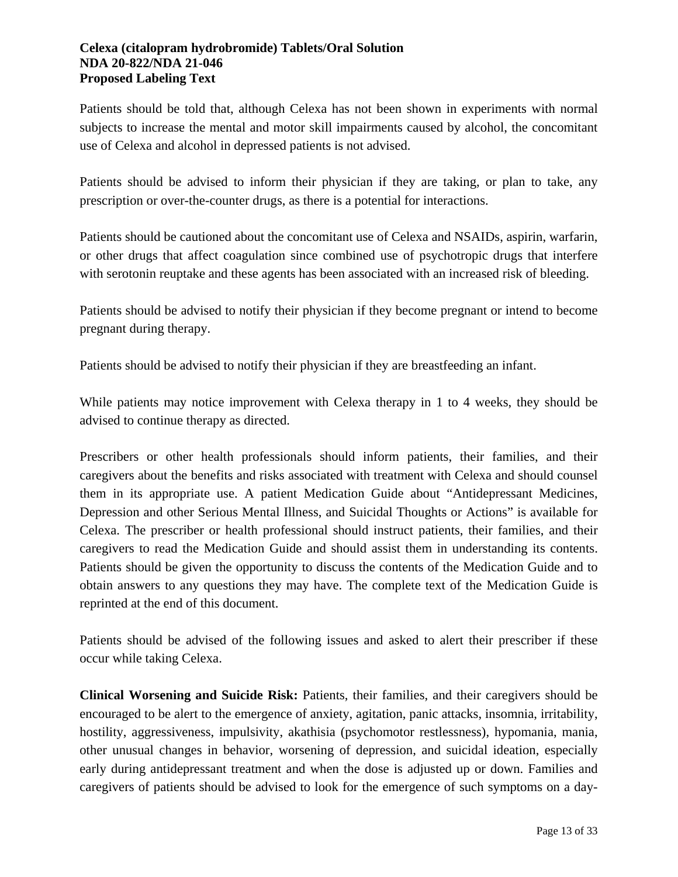Patients should be told that, although Celexa has not been shown in experiments with normal subjects to increase the mental and motor skill impairments caused by alcohol, the concomitant use of Celexa and alcohol in depressed patients is not advised.

Patients should be advised to inform their physician if they are taking, or plan to take, any prescription or over-the-counter drugs, as there is a potential for interactions.

Patients should be cautioned about the concomitant use of Celexa and NSAIDs, aspirin, warfarin, or other drugs that affect coagulation since combined use of psychotropic drugs that interfere with serotonin reuptake and these agents has been associated with an increased risk of bleeding.

Patients should be advised to notify their physician if they become pregnant or intend to become pregnant during therapy.

Patients should be advised to notify their physician if they are breastfeeding an infant.

While patients may notice improvement with Celexa therapy in 1 to 4 weeks, they should be advised to continue therapy as directed.

Prescribers or other health professionals should inform patients, their families, and their caregivers about the benefits and risks associated with treatment with Celexa and should counsel them in its appropriate use. A patient Medication Guide about "Antidepressant Medicines, Depression and other Serious Mental Illness, and Suicidal Thoughts or Actions" is available for Celexa. The prescriber or health professional should instruct patients, their families, and their caregivers to read the Medication Guide and should assist them in understanding its contents. Patients should be given the opportunity to discuss the contents of the Medication Guide and to obtain answers to any questions they may have. The complete text of the Medication Guide is reprinted at the end of this document.

Patients should be advised of the following issues and asked to alert their prescriber if these occur while taking Celexa.

**Clinical Worsening and Suicide Risk:** Patients, their families, and their caregivers should be encouraged to be alert to the emergence of anxiety, agitation, panic attacks, insomnia, irritability, hostility, aggressiveness, impulsivity, akathisia (psychomotor restlessness), hypomania, mania, other unusual changes in behavior, worsening of depression, and suicidal ideation, especially early during antidepressant treatment and when the dose is adjusted up or down. Families and caregivers of patients should be advised to look for the emergence of such symptoms on a day-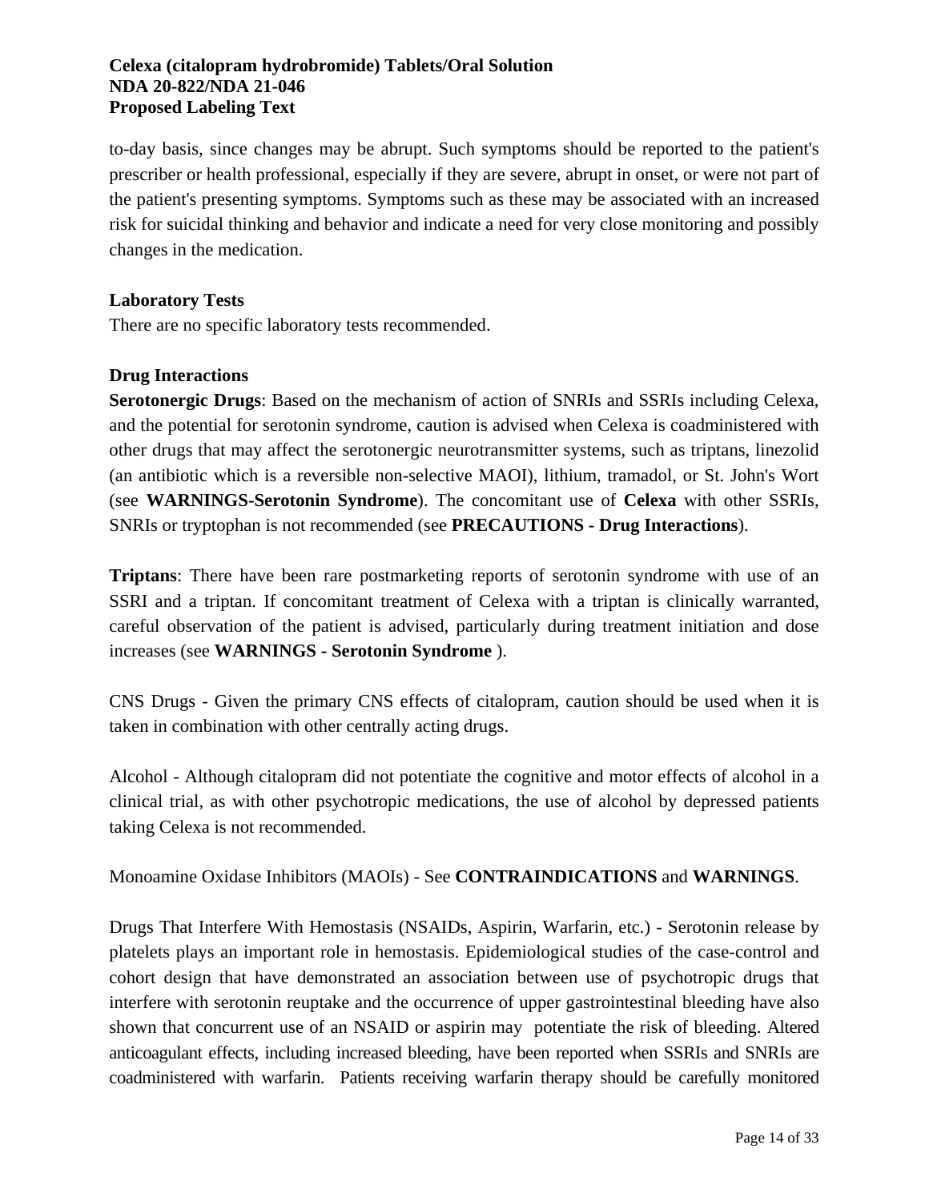to-day basis, since changes may be abrupt. Such symptoms should be reported to the patient's prescriber or health professional, especially if they are severe, abrupt in onset, or were not part of the patient's presenting symptoms. Symptoms such as these may be associated with an increased risk for suicidal thinking and behavior and indicate a need for very close monitoring and possibly changes in the medication.

**Laboratory Tests**

There are no specific laboratory tests recommended.

**Drug Interactions**

**Serotonergic Drugs**: Based on the mechanism of action of SNRIs and SSRIs including Celexa, and the potential for serotonin syndrome, caution is advised when Celexa is coadministered with other drugs that may affect the serotonergic neurotransmitter systems, such as triptans, linezolid (an antibiotic which is a reversible non-selective MAOI), lithium, tramadol, or St. John's Wort (see **WARNINGS-Serotonin Syndrome**). The concomitant use of **Celexa** with other SSRIs, SNRIs or tryptophan is not recommended (see **PRECAUTIONS - Drug Interactions**).

**Triptans**: There have been rare postmarketing reports of serotonin syndrome with use of an SSRI and a triptan. If concomitant treatment of Celexa with a triptan is clinically warranted, careful observation of the patient is advised, particularly during treatment initiation and dose increases (see **WARNINGS - Serotonin Syndrome** ).

CNS Drugs - Given the primary CNS effects of citalopram, caution should be used when it is taken in combination with other centrally acting drugs.

Alcohol - Although citalopram did not potentiate the cognitive and motor effects of alcohol in a clinical trial, as with other psychotropic medications, the use of alcohol by depressed patients taking Celexa is not recommended.

Monoamine Oxidase Inhibitors (MAOIs) - See **CONTRAINDICATIONS** and **WARNINGS**.

Drugs That Interfere With Hemostasis (NSAIDs, Aspirin, Warfarin, etc.) - Serotonin release by platelets plays an important role in hemostasis. Epidemiological studies of the case-control and cohort design that have demonstrated an association between use of psychotropic drugs that interfere with serotonin reuptake and the occurrence of upper gastrointestinal bleeding have also shown that concurrent use of an NSAID or aspirin may potentiate the risk of bleeding. Altered anticoagulant effects, including increased bleeding, have been reported when SSRIs and SNRIs are coadministered with warfarin. Patients receiving warfarin therapy should be carefully monitored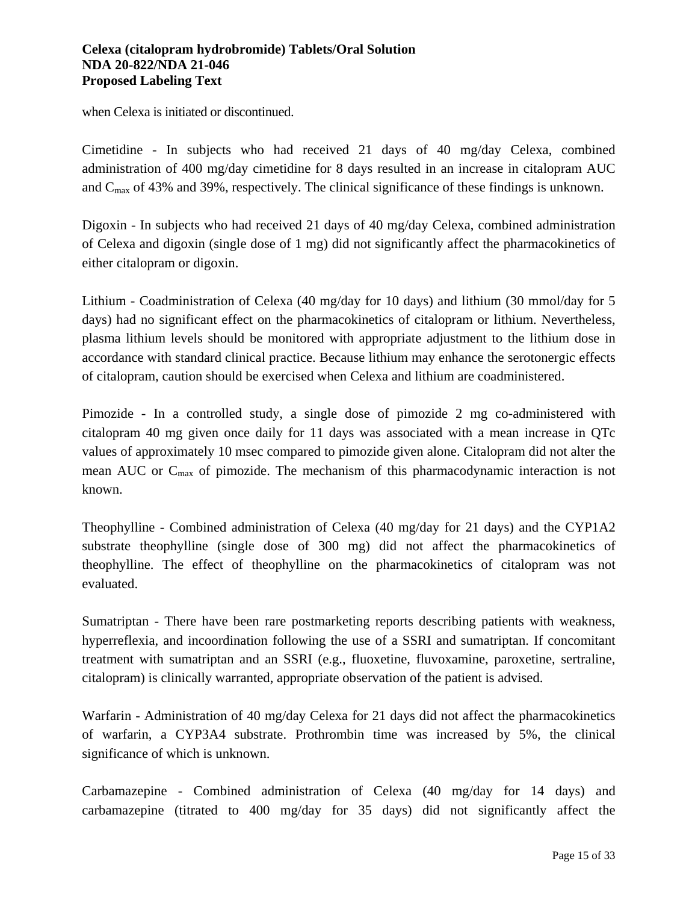when Celexa is initiated or discontinued.

Cimetidine - In subjects who had received 21 days of 40 mg/day Celexa, combined administration of 400 mg/day cimetidine for 8 days resulted in an increase in citalopram AUC and $C_{max}$ of 43% and 39%, respectively. The clinical significance of these findings is unknown.

Digoxin - In subjects who had received 21 days of 40 mg/day Celexa, combined administration of Celexa and digoxin (single dose of 1 mg) did not significantly affect the pharmacokinetics of either citalopram or digoxin.

Lithium - Coadministration of Celexa (40 mg/day for 10 days) and lithium (30 mmol/day for 5 days) had no significant effect on the pharmacokinetics of citalopram or lithium. Nevertheless, plasma lithium levels should be monitored with appropriate adjustment to the lithium dose in accordance with standard clinical practice. Because lithium may enhance the serotonergic effects of citalopram, caution should be exercised when Celexa and lithium are coadministered.

Pimozide - In a controlled study, a single dose of pimozide 2 mg co-administered with citalopram 40 mg given once daily for 11 days was associated with a mean increase in QTc values of approximately 10 msec compared to pimozide given alone. Citalopram did not alter the mean AUC or $C_{max}$ of pimozide. The mechanism of this pharmacodynamic interaction is not known.

Theophylline - Combined administration of Celexa (40 mg/day for 21 days) and the CYP1A2 substrate theophylline (single dose of 300 mg) did not affect the pharmacokinetics of theophylline. The effect of theophylline on the pharmacokinetics of citalopram was not evaluated.

Sumatriptan - There have been rare postmarketing reports describing patients with weakness, hyperreflexia, and incoordination following the use of a SSRI and sumatriptan. If concomitant treatment with sumatriptan and an SSRI (e.g., fluoxetine, fluvoxamine, paroxetine, sertraline, citalopram) is clinically warranted, appropriate observation of the patient is advised.

Warfarin - Administration of 40 mg/day Celexa for 21 days did not affect the pharmacokinetics of warfarin, a CYP3A4 substrate. Prothrombin time was increased by 5%, the clinical significance of which is unknown.

Carbamazepine - Combined administration of Celexa (40 mg/day for 14 days) and carbamazepine (titrated to 400 mg/day for 35 days) did not significantly affect the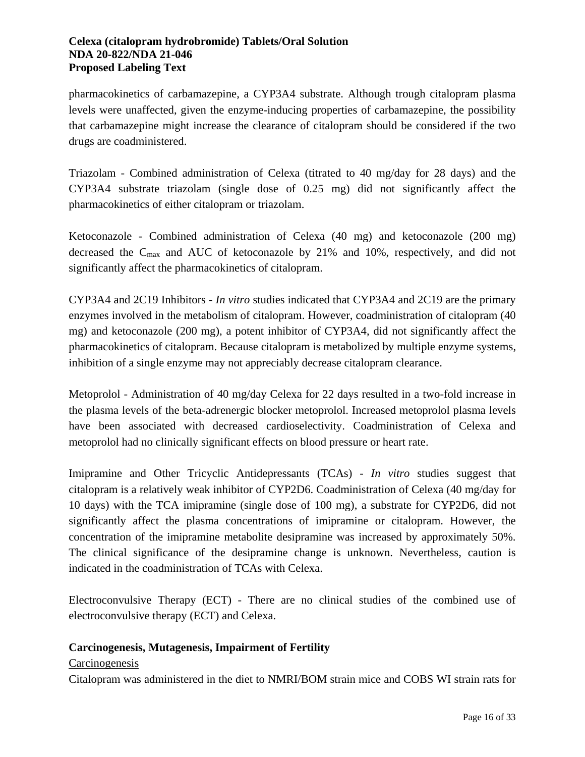pharmacokinetics of carbamazepine, a CYP3A4 substrate. Although trough citalopram plasma levels were unaffected, given the enzyme-inducing properties of carbamazepine, the possibility that carbamazepine might increase the clearance of citalopram should be considered if the two drugs are coadministered.

Triazolam - Combined administration of Celexa (titrated to 40 mg/day for 28 days) and the CYP3A4 substrate triazolam (single dose of 0.25 mg) did not significantly affect the pharmacokinetics of either citalopram or triazolam.

Ketoconazole - Combined administration of Celexa (40 mg) and ketoconazole (200 mg) decreased the $C_{max}$ and AUC of ketoconazole by 21% and 10%, respectively, and did not significantly affect the pharmacokinetics of citalopram.

CYP3A4 and 2C19 Inhibitors - *In vitro* studies indicated that CYP3A4 and 2C19 are the primary enzymes involved in the metabolism of citalopram. However, coadministration of citalopram (40 mg) and ketoconazole (200 mg), a potent inhibitor of CYP3A4, did not significantly affect the pharmacokinetics of citalopram. Because citalopram is metabolized by multiple enzyme systems, inhibition of a single enzyme may not appreciably decrease citalopram clearance.

Metoprolol - Administration of 40 mg/day Celexa for 22 days resulted in a two-fold increase in the plasma levels of the beta-adrenergic blocker metoprolol. Increased metoprolol plasma levels have been associated with decreased cardioselectivity. Coadministration of Celexa and metoprolol had no clinically significant effects on blood pressure or heart rate.

Imipramine and Other Tricyclic Antidepressants (TCAs) - *In vitro* studies suggest that citalopram is a relatively weak inhibitor of CYP2D6. Coadministration of Celexa (40 mg/day for 10 days) with the TCA imipramine (single dose of 100 mg), a substrate for CYP2D6, did not significantly affect the plasma concentrations of imipramine or citalopram. However, the concentration of the imipramine metabolite desipramine was increased by approximately 50%. The clinical significance of the desipramine change is unknown. Nevertheless, caution is indicated in the coadministration of TCAs with Celexa.

Electroconvulsive Therapy (ECT) - There are no clinical studies of the combined use of electroconvulsive therapy (ECT) and Celexa.

**Carcinogenesis, Mutagenesis, Impairment of Fertility**

Carcinogenesis

Citalopram was administered in the diet to NMRI/BOM strain mice and COBS WI strain rats for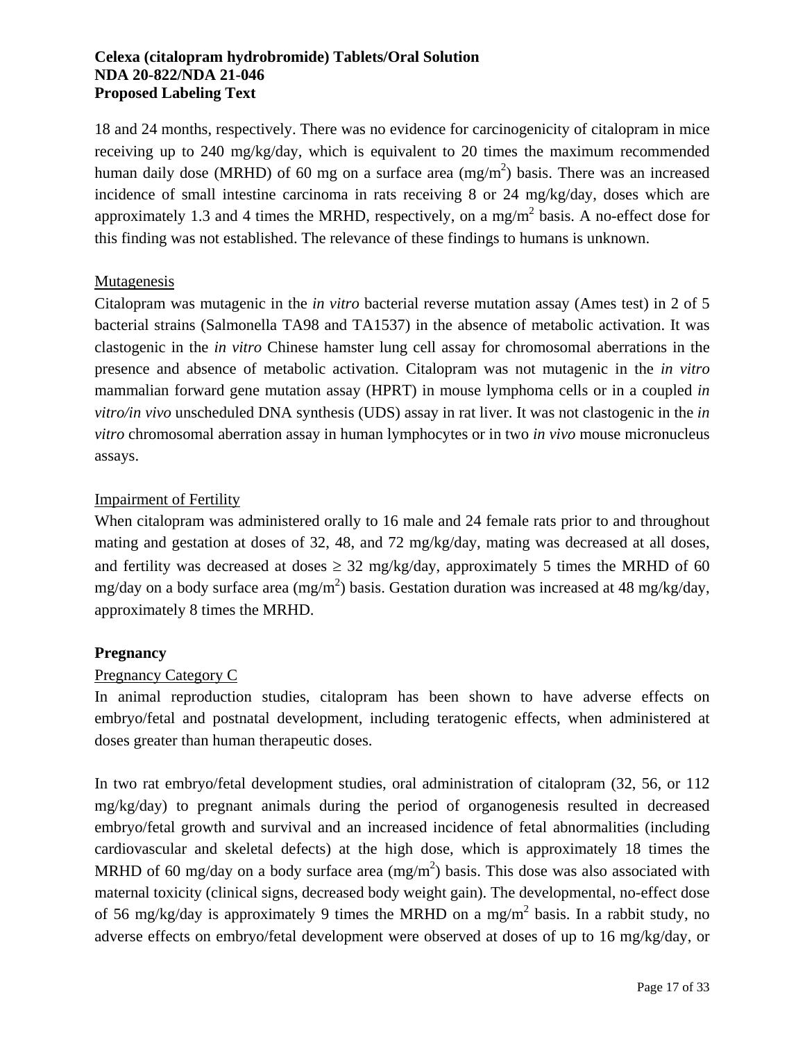18 and 24 months, respectively. There was no evidence for carcinogenicity of citalopram in mice receiving up to 240 mg/kg/day, which is equivalent to 20 times the maximum recommended human daily dose (MRHD) of 60 mg on a surface area ($mg/m^2$) basis. There was an increased incidence of small intestine carcinoma in rats receiving 8 or 24 mg/kg/day, doses which are approximately 1.3 and 4 times the MRHD, respectively, on a $mg/m^2$ basis. A no-effect dose for this finding was not established. The relevance of these findings to humans is unknown.

Mutagenesis

Citalopram was mutagenic in the *in vitro* bacterial reverse mutation assay (Ames test) in 2 of 5 bacterial strains (Salmonella TA98 and TA1537) in the absence of metabolic activation. It was clastogenic in the *in vitro* Chinese hamster lung cell assay for chromosomal aberrations in the presence and absence of metabolic activation. Citalopram was not mutagenic in the *in vitro* mammalian forward gene mutation assay (HPRT) in mouse lymphoma cells or in a coupled *in vitro/in vivo* unscheduled DNA synthesis (UDS) assay in rat liver. It was not clastogenic in the *in vitro* chromosomal aberration assay in human lymphocytes or in two *in vivo* mouse micronucleus assays.

Impairment of Fertility

When citalopram was administered orally to 16 male and 24 female rats prior to and throughout mating and gestation at doses of 32, 48, and 72 mg/kg/day, mating was decreased at all doses, and fertility was decreased at doses $\geq$ 32 mg/kg/day, approximately 5 times the MRHD of 60 mg/day on a body surface area ($mg/m^2$) basis. Gestation duration was increased at 48 mg/kg/day, approximately 8 times the MRHD.

**Pregnancy**

Pregnancy Category C

In animal reproduction studies, citalopram has been shown to have adverse effects on embryo/fetal and postnatal development, including teratogenic effects, when administered at doses greater than human therapeutic doses.

In two rat embryo/fetal development studies, oral administration of citalopram (32, 56, or 112 mg/kg/day) to pregnant animals during the period of organogenesis resulted in decreased embryo/fetal growth and survival and an increased incidence of fetal abnormalities (including cardiovascular and skeletal defects) at the high dose, which is approximately 18 times the MRHD of 60 mg/day on a body surface area ($mg/m^2$) basis. This dose was also associated with maternal toxicity (clinical signs, decreased body weight gain). The developmental, no-effect dose of 56 mg/kg/day is approximately 9 times the MRHD on a $mg/m^2$ basis. In a rabbit study, no adverse effects on embryo/fetal development were observed at doses of up to 16 mg/kg/day, or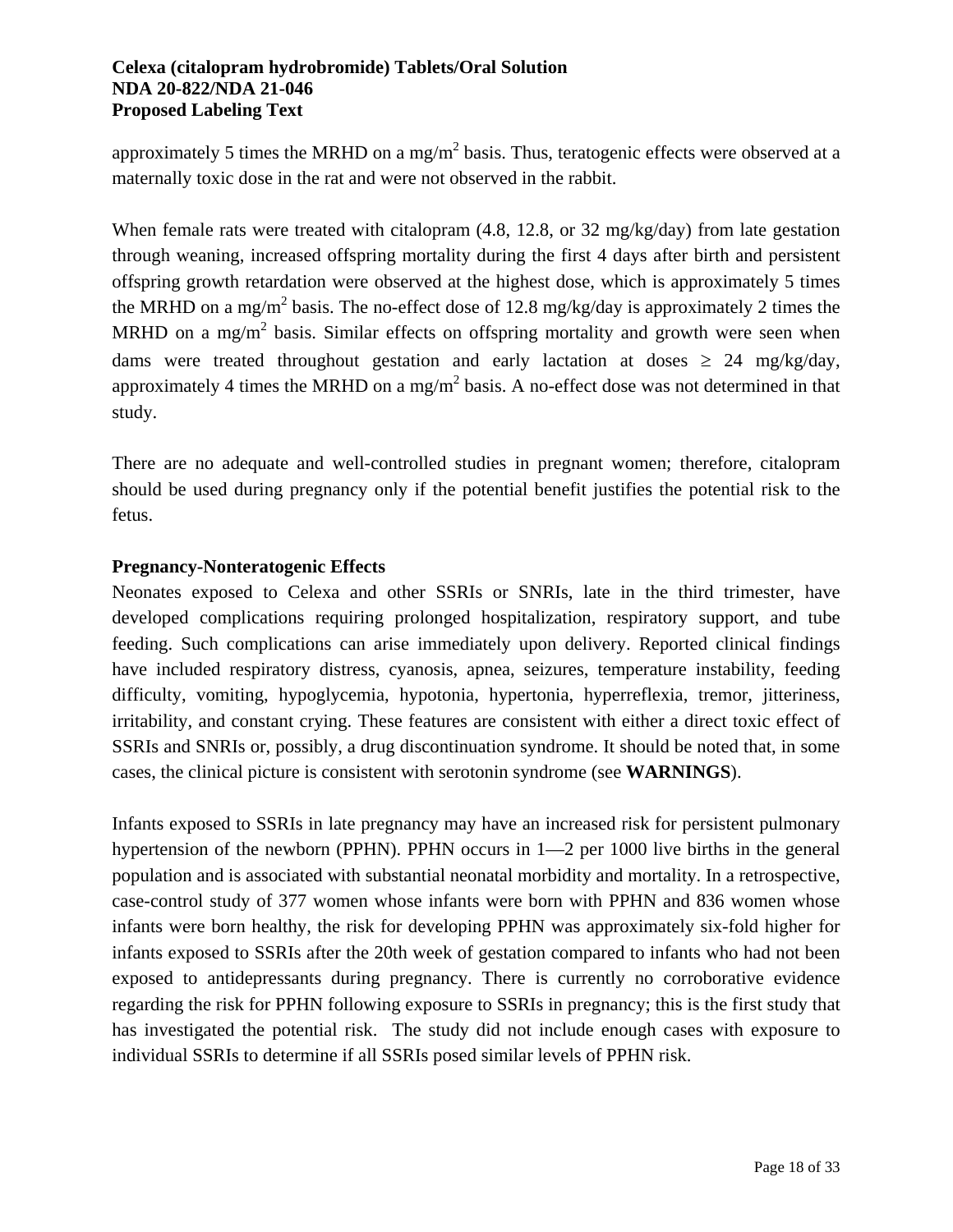approximately 5 times the MRHD on a mg/m$^2$ basis. Thus, teratogenic effects were observed at a maternally toxic dose in the rat and were not observed in the rabbit.

When female rats were treated with citalopram (4.8, 12.8, or 32 mg/kg/day) from late gestation through weaning, increased offspring mortality during the first 4 days after birth and persistent offspring growth retardation were observed at the highest dose, which is approximately 5 times the MRHD on a mg/m$^2$ basis. The no-effect dose of 12.8 mg/kg/day is approximately 2 times the MRHD on a mg/m$^2$ basis. Similar effects on offspring mortality and growth were seen when dams were treated throughout gestation and early lactation at doses $\geq$ 24 mg/kg/day, approximately 4 times the MRHD on a mg/m$^2$ basis. A no-effect dose was not determined in that study.

There are no adequate and well-controlled studies in pregnant women; therefore, citalopram should be used during pregnancy only if the potential benefit justifies the potential risk to the fetus.

**Pregnancy-Nonteratogenic Effects**

Neonates exposed to Celexa and other SSRIs or SNRIs, late in the third trimester, have developed complications requiring prolonged hospitalization, respiratory support, and tube feeding. Such complications can arise immediately upon delivery. Reported clinical findings have included respiratory distress, cyanosis, apnea, seizures, temperature instability, feeding difficulty, vomiting, hypoglycemia, hypotonia, hypertonia, hyperreflexia, tremor, jitteriness, irritability, and constant crying. These features are consistent with either a direct toxic effect of SSRIs and SNRIs or, possibly, a drug discontinuation syndrome. It should be noted that, in some cases, the clinical picture is consistent with serotonin syndrome (see **WARNINGS**).

Infants exposed to SSRIs in late pregnancy may have an increased risk for persistent pulmonary hypertension of the newborn (PPHN). PPHN occurs in 1—2 per 1000 live births in the general population and is associated with substantial neonatal morbidity and mortality. In a retrospective, case-control study of 377 women whose infants were born with PPHN and 836 women whose infants were born healthy, the risk for developing PPHN was approximately six-fold higher for infants exposed to SSRIs after the 20th week of gestation compared to infants who had not been exposed to antidepressants during pregnancy. There is currently no corroborative evidence regarding the risk for PPHN following exposure to SSRIs in pregnancy; this is the first study that has investigated the potential risk. The study did not include enough cases with exposure to individual SSRIs to determine if all SSRIs posed similar levels of PPHN risk.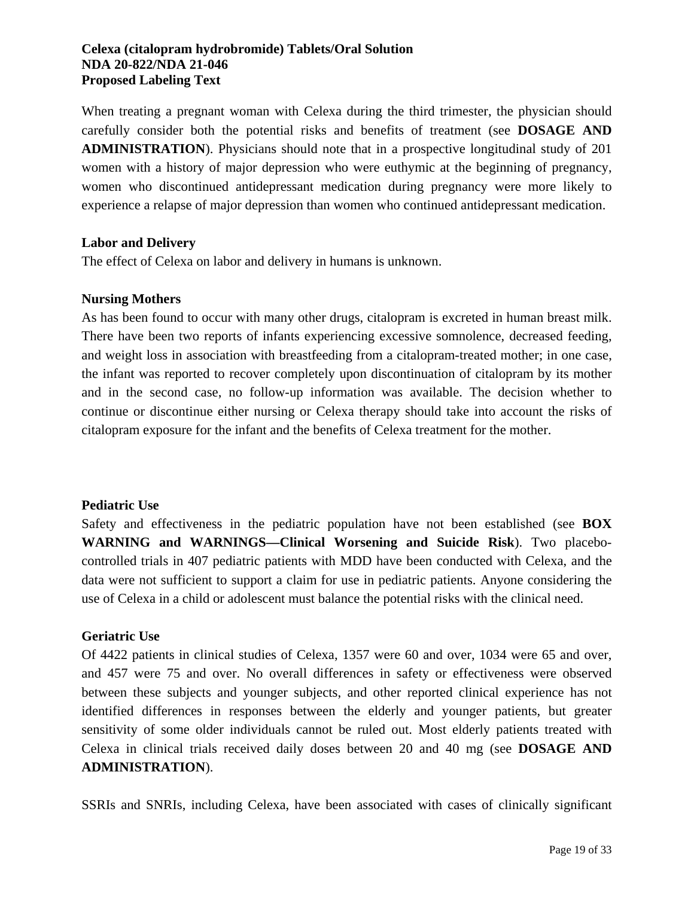When treating a pregnant woman with Celexa during the third trimester, the physician should carefully consider both the potential risks and benefits of treatment (see **DOSAGE AND ADMINISTRATION**). Physicians should note that in a prospective longitudinal study of 201 women with a history of major depression who were euthymic at the beginning of pregnancy, women who discontinued antidepressant medication during pregnancy were more likely to experience a relapse of major depression than women who continued antidepressant medication.

**Labor and Delivery**

The effect of Celexa on labor and delivery in humans is unknown.

**Nursing Mothers**

As has been found to occur with many other drugs, citalopram is excreted in human breast milk. There have been two reports of infants experiencing excessive somnolence, decreased feeding, and weight loss in association with breastfeeding from a citalopram-treated mother; in one case, the infant was reported to recover completely upon discontinuation of citalopram by its mother and in the second case, no follow-up information was available. The decision whether to continue or discontinue either nursing or Celexa therapy should take into account the risks of citalopram exposure for the infant and the benefits of Celexa treatment for the mother.

**Pediatric Use**

Safety and effectiveness in the pediatric population have not been established (see **BOX WARNING and WARNINGS—Clinical Worsening and Suicide Risk**). Two placebo-controlled trials in 407 pediatric patients with MDD have been conducted with Celexa, and the data were not sufficient to support a claim for use in pediatric patients. Anyone considering the use of Celexa in a child or adolescent must balance the potential risks with the clinical need.

**Geriatric Use**

Of 4422 patients in clinical studies of Celexa, 1357 were 60 and over, 1034 were 65 and over, and 457 were 75 and over. No overall differences in safety or effectiveness were observed between these subjects and younger subjects, and other reported clinical experience has not identified differences in responses between the elderly and younger patients, but greater sensitivity of some older individuals cannot be ruled out. Most elderly patients treated with Celexa in clinical trials received daily doses between 20 and 40 mg (see **DOSAGE AND ADMINISTRATION**).

SSRIs and SNRIs, including Celexa, have been associated with cases of clinically significant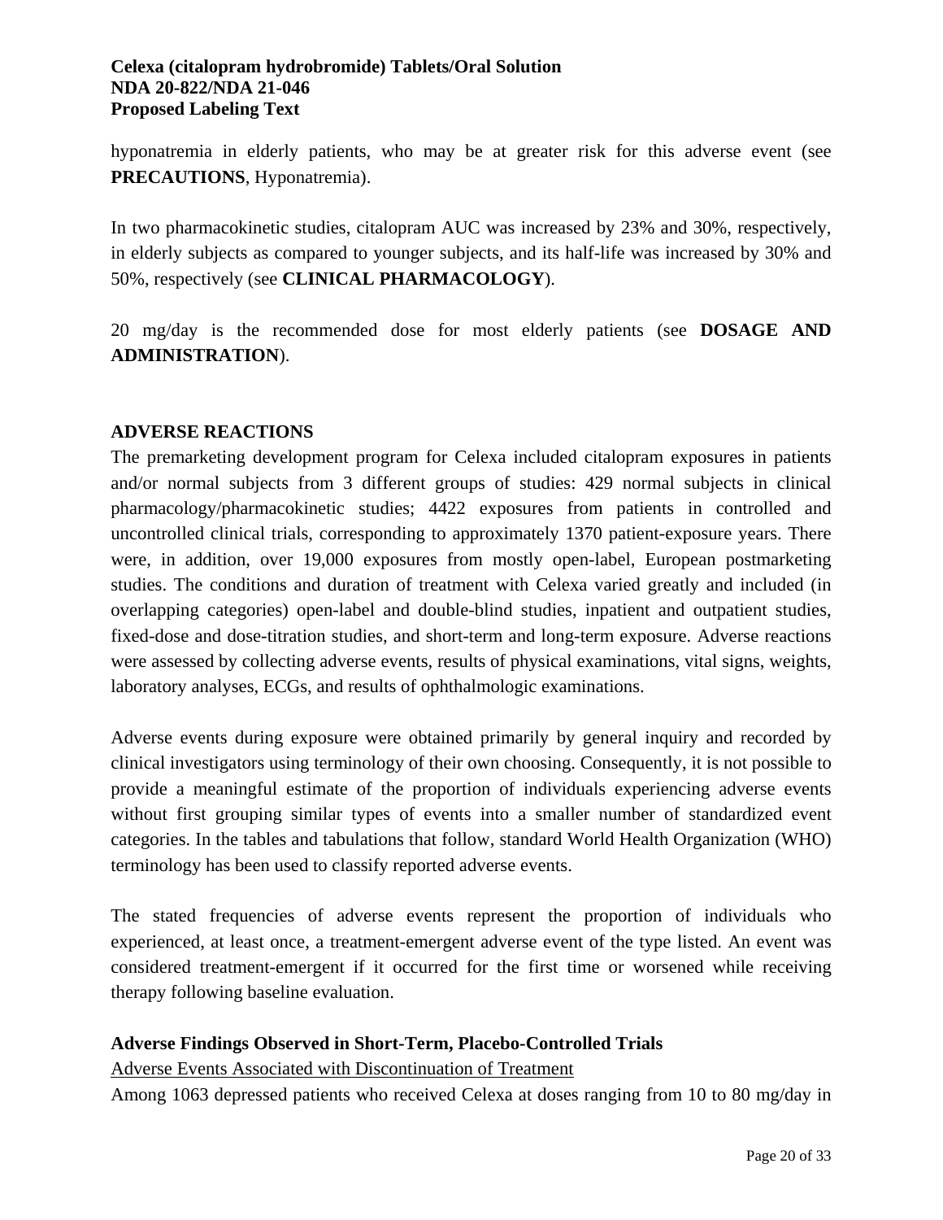hyponatremia in elderly patients, who may be at greater risk for this adverse event (see **PRECAUTIONS**, Hyponatremia).

In two pharmacokinetic studies, citalopram AUC was increased by 23% and 30%, respectively, in elderly subjects as compared to younger subjects, and its half-life was increased by 30% and 50%, respectively (see **CLINICAL PHARMACOLOGY**).

20 mg/day is the recommended dose for most elderly patients (see **DOSAGE AND ADMINISTRATION**).

## ADVERSE REACTIONS

The premarketing development program for Celexa included citalopram exposures in patients and/or normal subjects from 3 different groups of studies: 429 normal subjects in clinical pharmacology/pharmacokinetic studies; 4422 exposures from patients in controlled and uncontrolled clinical trials, corresponding to approximately 1370 patient-exposure years. There were, in addition, over 19,000 exposures from mostly open-label, European postmarketing studies. The conditions and duration of treatment with Celexa varied greatly and included (in overlapping categories) open-label and double-blind studies, inpatient and outpatient studies, fixed-dose and dose-titration studies, and short-term and long-term exposure. Adverse reactions were assessed by collecting adverse events, results of physical examinations, vital signs, weights, laboratory analyses, ECGs, and results of ophthalmologic examinations.

Adverse events during exposure were obtained primarily by general inquiry and recorded by clinical investigators using terminology of their own choosing. Consequently, it is not possible to provide a meaningful estimate of the proportion of individuals experiencing adverse events without first grouping similar types of events into a smaller number of standardized event categories. In the tables and tabulations that follow, standard World Health Organization (WHO) terminology has been used to classify reported adverse events.

The stated frequencies of adverse events represent the proportion of individuals who experienced, at least once, a treatment-emergent adverse event of the type listed. An event was considered treatment-emergent if it occurred for the first time or worsened while receiving therapy following baseline evaluation.

### Adverse Findings Observed in Short-Term, Placebo-Controlled Trials

Adverse Events Associated with Discontinuation of Treatment

Among 1063 depressed patients who received Celexa at doses ranging from 10 to 80 mg/day in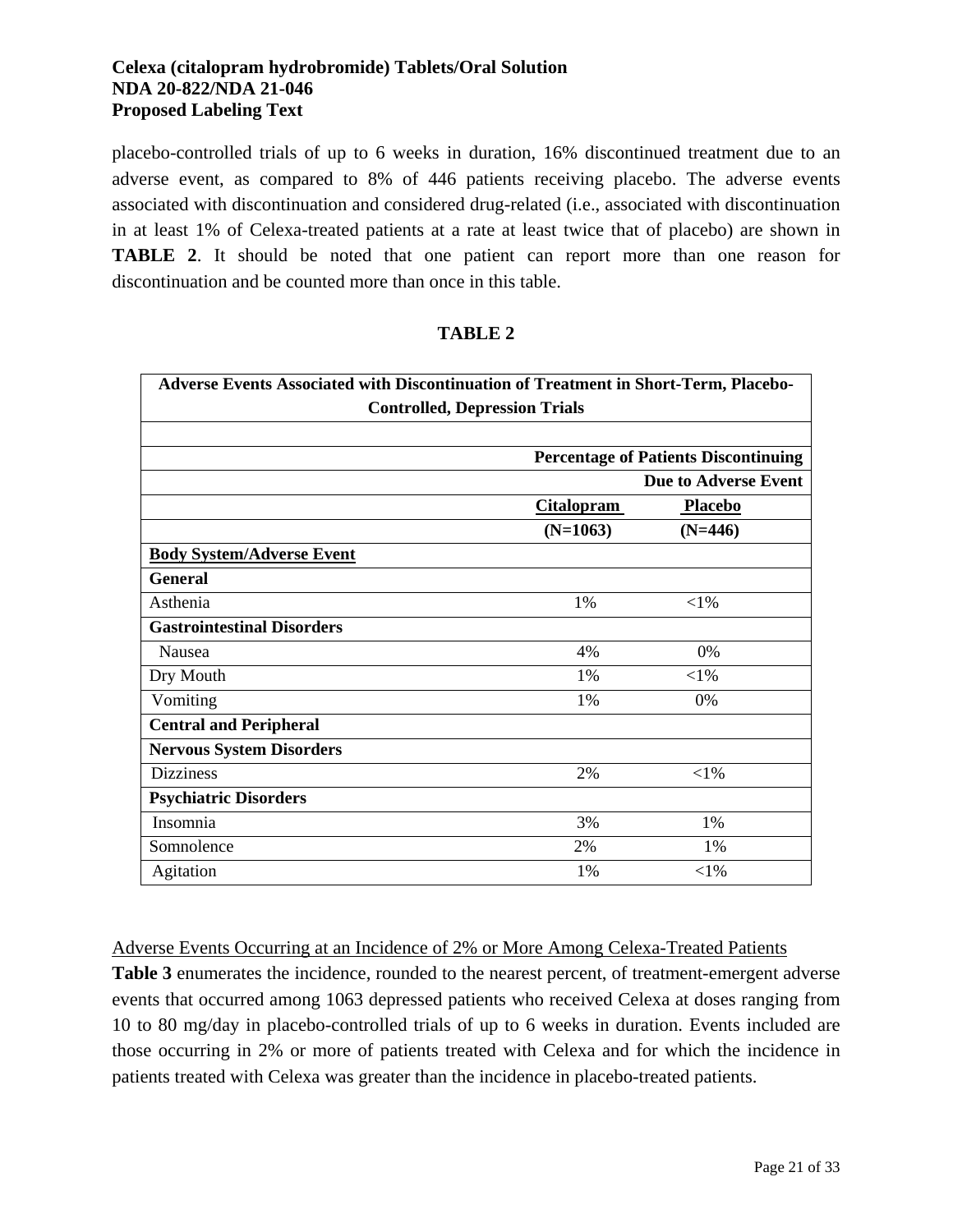placebo-controlled trials of up to 6 weeks in duration, 16% discontinued treatment due to an adverse event, as compared to 8% of 446 patients receiving placebo. The adverse events associated with discontinuation and considered drug-related (i.e., associated with discontinuation in at least 1% of Celexa-treated patients at a rate at least twice that of placebo) are shown in **TABLE 2**. It should be noted that one patient can report more than one reason for discontinuation and be counted more than once in this table.

**TABLE 2**

**Adverse Events Associated with Discontinuation of Treatment in Short-Term, Placebo-Controlled, Depression Trials**

| | **Percentage of Patients Discontinuing Due to Adverse Event** | |
|---|---|---|
| | **Citalopram (N=1063)** | **Placebo (N=446)** |
| **Body System/Adverse Event** | | |
| **General** | | |
| Asthenia | 1% | <1% |
| **Gastrointestinal Disorders** | | |
| Nausea | 4% | 0% |
| Dry Mouth | 1% | <1% |
| Vomiting | 1% | 0% |
| **Central and Peripheral Nervous System Disorders** | | |
| Dizziness | 2% | <1% |
| **Psychiatric Disorders** | | |
| Insomnia | 3% | 1% |
| Somnolence | 2% | 1% |
| Agitation | 1% | <1% |

Adverse Events Occurring at an Incidence of 2% or More Among Celexa-Treated Patients

**Table 3** enumerates the incidence, rounded to the nearest percent, of treatment-emergent adverse events that occurred among 1063 depressed patients who received Celexa at doses ranging from 10 to 80 mg/day in placebo-controlled trials of up to 6 weeks in duration. Events included are those occurring in 2% or more of patients treated with Celexa and for which the incidence in patients treated with Celexa was greater than the incidence in placebo-treated patients.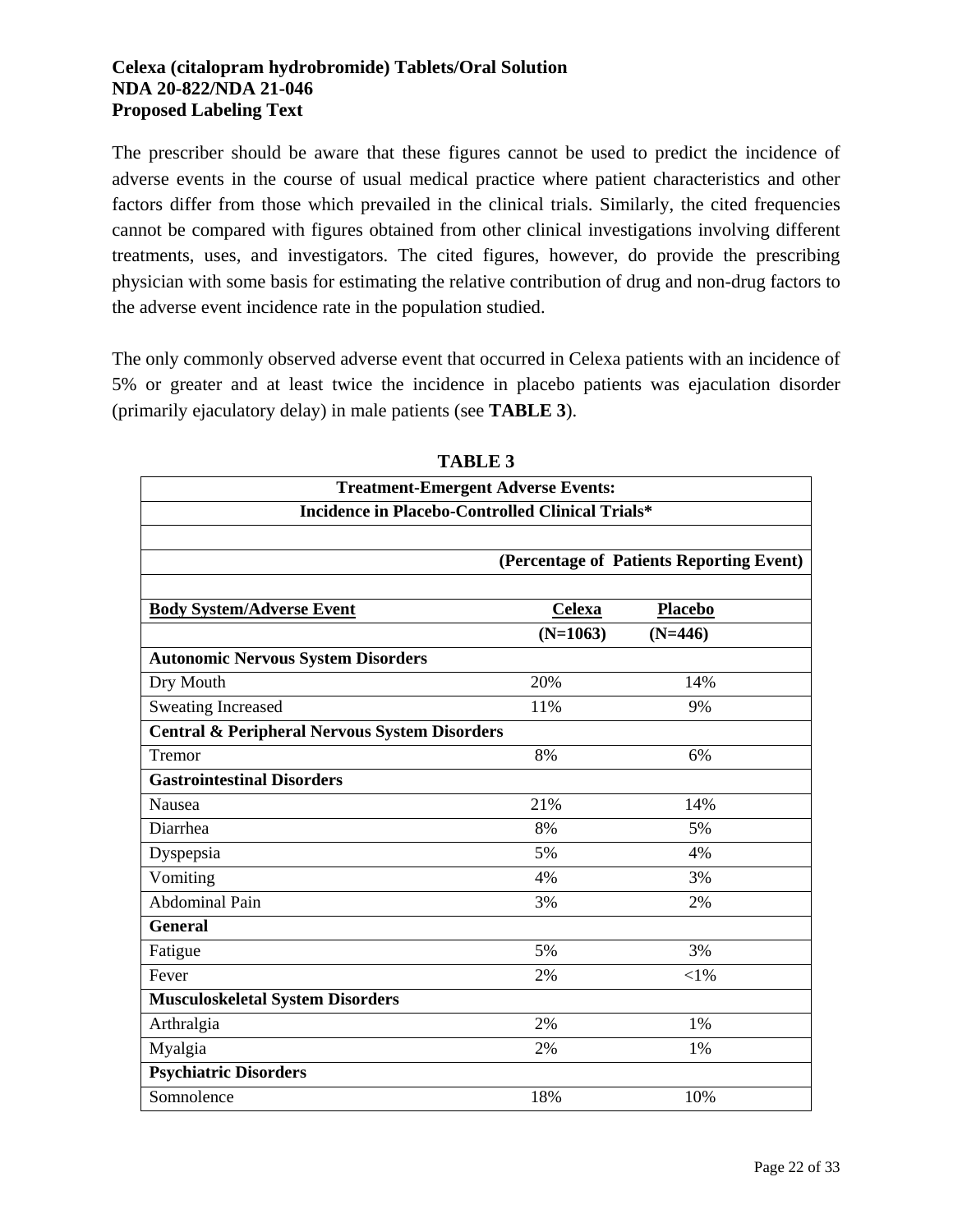The prescriber should be aware that these figures cannot be used to predict the incidence of adverse events in the course of usual medical practice where patient characteristics and other factors differ from those which prevailed in the clinical trials. Similarly, the cited frequencies cannot be compared with figures obtained from other clinical investigations involving different treatments, uses, and investigators. The cited figures, however, do provide the prescribing physician with some basis for estimating the relative contribution of drug and non-drug factors to the adverse event incidence rate in the population studied.

The only commonly observed adverse event that occurred in Celexa patients with an incidence of 5% or greater and at least twice the incidence in placebo patients was ejaculation disorder (primarily ejaculatory delay) in male patients (see **TABLE 3**).

**TABLE 3**

**Treatment-Emergent Adverse Events: Incidence in Placebo-Controlled Clinical Trials***

| | (Percentage of Patients Reporting Event) | |
|---|---|---|
| **Body System/Adverse Event** | **Celexa (N=1063)** | **Placebo (N=446)** |
| **Autonomic Nervous System Disorders** | | |
| Dry Mouth | 20% | 14% |
| Sweating Increased | 11% | 9% |
| **Central & Peripheral Nervous System Disorders** | | |
| Tremor | 8% | 6% |
| **Gastrointestinal Disorders** | | |
| Nausea | 21% | 14% |
| Diarrhea | 8% | 5% |
| Dyspepsia | 5% | 4% |
| Vomiting | 4% | 3% |
| Abdominal Pain | 3% | 2% |
| **General** | | |
| Fatigue | 5% | 3% |
| Fever | 2% | <1% |
| **Musculoskeletal System Disorders** | | |
| Arthralgia | 2% | 1% |
| Myalgia | 2% | 1% |
| **Psychiatric Disorders** | | |
| Somnolence | 18% | 10% |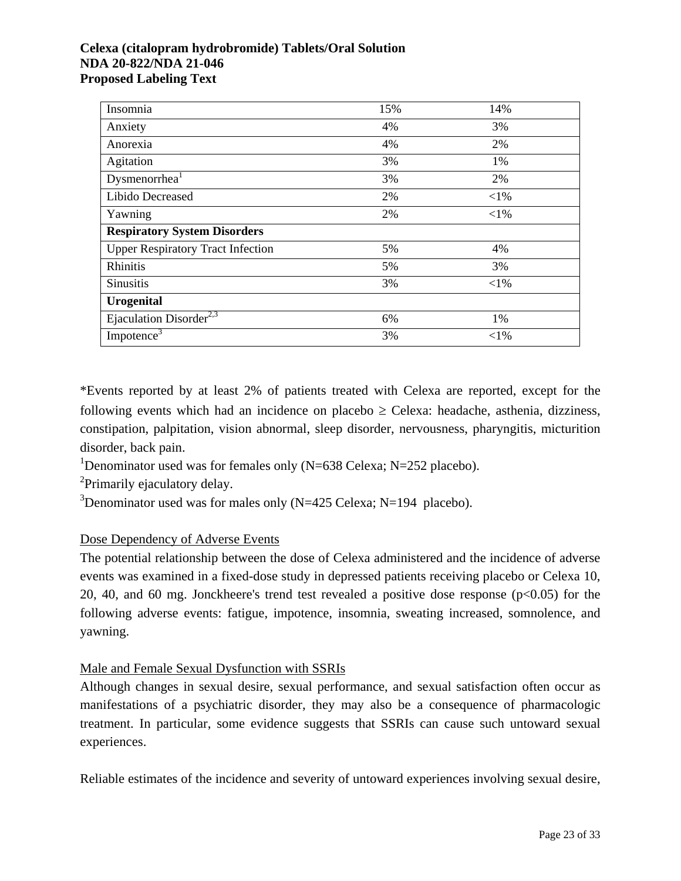| | | |
|---|---|---|
| Insomnia | 15% | 14% |
| Anxiety | 4% | 3% |
| Anorexia | 4% | 2% |
| Agitation | 3% | 1% |
| Dysmenorrhea[1] | 3% | 2% |
| Libido Decreased | 2% | <1% |
| Yawning | 2% | <1% |
| **Respiratory System Disorders** | | |
| Upper Respiratory Tract Infection | 5% | 4% |
| Rhinitis | 5% | 3% |
| Sinusitis | 3% | <1% |
| **Urogenital** | | |
| Ejaculation Disorder[2,3] | 6% | 1% |
| Impotence[3] | 3% | <1% |

*Events reported by at least 2% of patients treated with Celexa are reported, except for the following events which had an incidence on placebo ≥ Celexa: headache, asthenia, dizziness, constipation, palpitation, vision abnormal, sleep disorder, nervousness, pharyngitis, micturition disorder, back pain.

[1]Denominator used was for females only (N=638 Celexa; N=252 placebo).

[2]Primarily ejaculatory delay.

[3]Denominator used was for males only (N=425 Celexa; N=194 placebo).

Dose Dependency of Adverse Events

The potential relationship between the dose of Celexa administered and the incidence of adverse events was examined in a fixed-dose study in depressed patients receiving placebo or Celexa 10, 20, 40, and 60 mg. Jonckheere's trend test revealed a positive dose response ($p<0.05$) for the following adverse events: fatigue, impotence, insomnia, sweating increased, somnolence, and yawning.

Male and Female Sexual Dysfunction with SSRIs

Although changes in sexual desire, sexual performance, and sexual satisfaction often occur as manifestations of a psychiatric disorder, they may also be a consequence of pharmacologic treatment. In particular, some evidence suggests that SSRIs can cause such untoward sexual experiences.

Reliable estimates of the incidence and severity of untoward experiences involving sexual desire,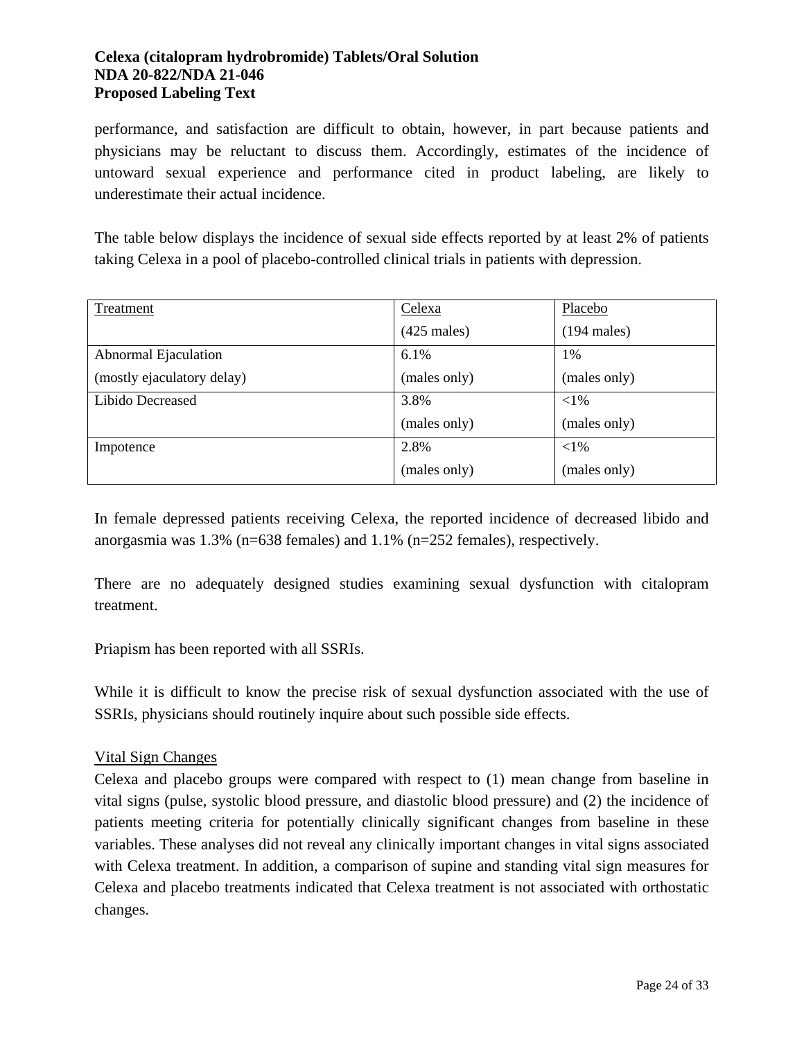performance, and satisfaction are difficult to obtain, however, in part because patients and physicians may be reluctant to discuss them. Accordingly, estimates of the incidence of untoward sexual experience and performance cited in product labeling, are likely to underestimate their actual incidence.

The table below displays the incidence of sexual side effects reported by at least 2% of patients taking Celexa in a pool of placebo-controlled clinical trials in patients with depression.

| Treatment | Celexa (425 males) | Placebo (194 males) |
|---|---|---|
| Abnormal Ejaculation (mostly ejaculatory delay) | 6.1% (males only) | 1% (males only) |
| Libido Decreased | 3.8% (males only) | <1% (males only) |
| Impotence | 2.8% (males only) | <1% (males only) |

In female depressed patients receiving Celexa, the reported incidence of decreased libido and anorgasmia was 1.3% (n=638 females) and 1.1% (n=252 females), respectively.

There are no adequately designed studies examining sexual dysfunction with citalopram treatment.

Priapism has been reported with all SSRIs.

While it is difficult to know the precise risk of sexual dysfunction associated with the use of SSRIs, physicians should routinely inquire about such possible side effects.

Vital Sign Changes

Celexa and placebo groups were compared with respect to (1) mean change from baseline in vital signs (pulse, systolic blood pressure, and diastolic blood pressure) and (2) the incidence of patients meeting criteria for potentially clinically significant changes from baseline in these variables. These analyses did not reveal any clinically important changes in vital signs associated with Celexa treatment. In addition, a comparison of supine and standing vital sign measures for Celexa and placebo treatments indicated that Celexa treatment is not associated with orthostatic changes.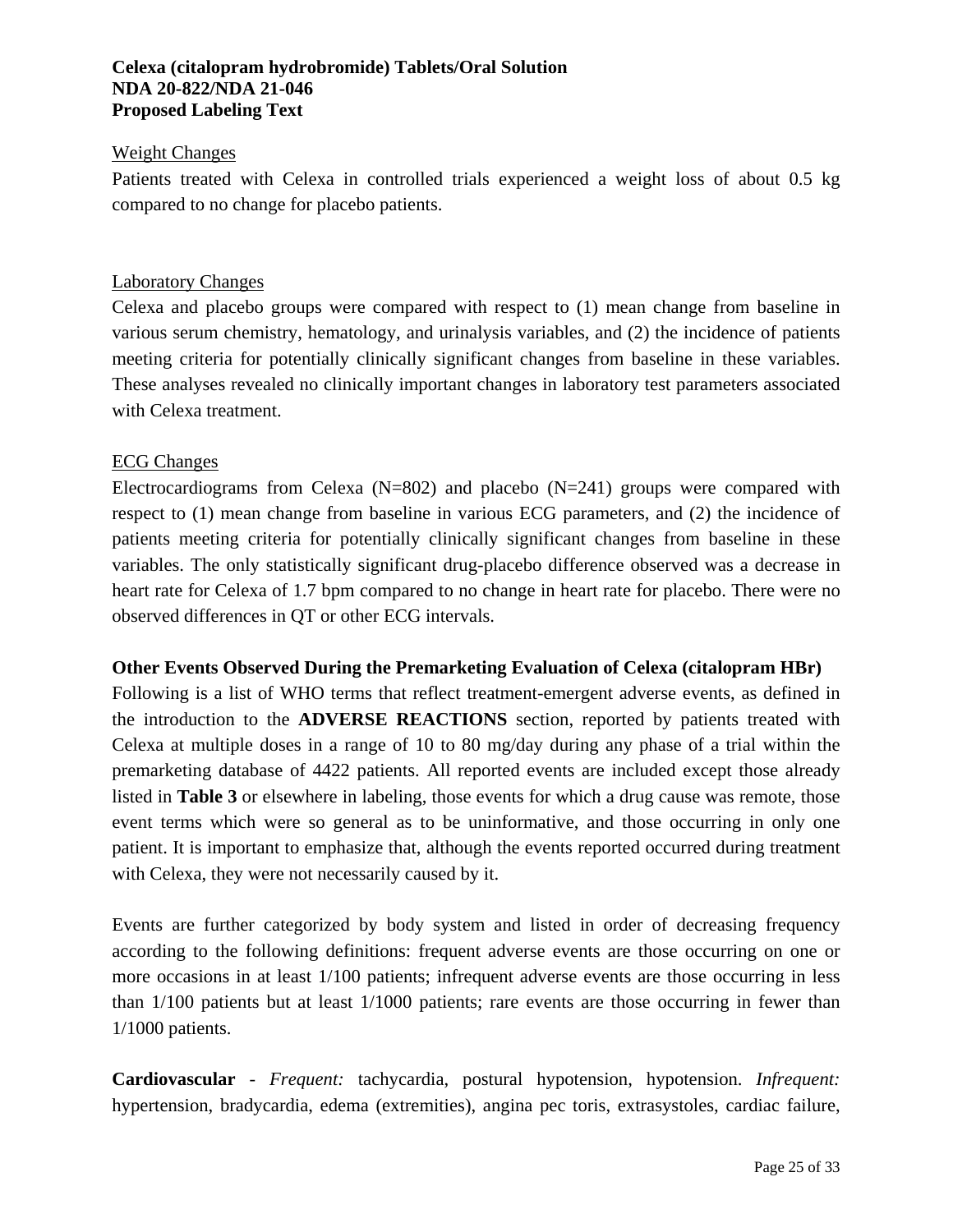Weight Changes

Patients treated with Celexa in controlled trials experienced a weight loss of about 0.5 kg compared to no change for placebo patients.

Laboratory Changes

Celexa and placebo groups were compared with respect to (1) mean change from baseline in various serum chemistry, hematology, and urinalysis variables, and (2) the incidence of patients meeting criteria for potentially clinically significant changes from baseline in these variables. These analyses revealed no clinically important changes in laboratory test parameters associated with Celexa treatment.

ECG Changes

Electrocardiograms from Celexa (N=802) and placebo (N=241) groups were compared with respect to (1) mean change from baseline in various ECG parameters, and (2) the incidence of patients meeting criteria for potentially clinically significant changes from baseline in these variables. The only statistically significant drug-placebo difference observed was a decrease in heart rate for Celexa of 1.7 bpm compared to no change in heart rate for placebo. There were no observed differences in QT or other ECG intervals.

**Other Events Observed During the Premarketing Evaluation of Celexa (citalopram HBr)**

Following is a list of WHO terms that reflect treatment-emergent adverse events, as defined in the introduction to the **ADVERSE REACTIONS** section, reported by patients treated with Celexa at multiple doses in a range of 10 to 80 mg/day during any phase of a trial within the premarketing database of 4422 patients. All reported events are included except those already listed in **Table 3** or elsewhere in labeling, those events for which a drug cause was remote, those event terms which were so general as to be uninformative, and those occurring in only one patient. It is important to emphasize that, although the events reported occurred during treatment with Celexa, they were not necessarily caused by it.

Events are further categorized by body system and listed in order of decreasing frequency according to the following definitions: frequent adverse events are those occurring on one or more occasions in at least 1/100 patients; infrequent adverse events are those occurring in less than 1/100 patients but at least 1/1000 patients; rare events are those occurring in fewer than 1/1000 patients.

**Cardiovascular** - *Frequent:* tachycardia, postural hypotension, hypotension. *Infrequent:* hypertension, bradycardia, edema (extremities), angina pec toris, extrasystoles, cardiac failure,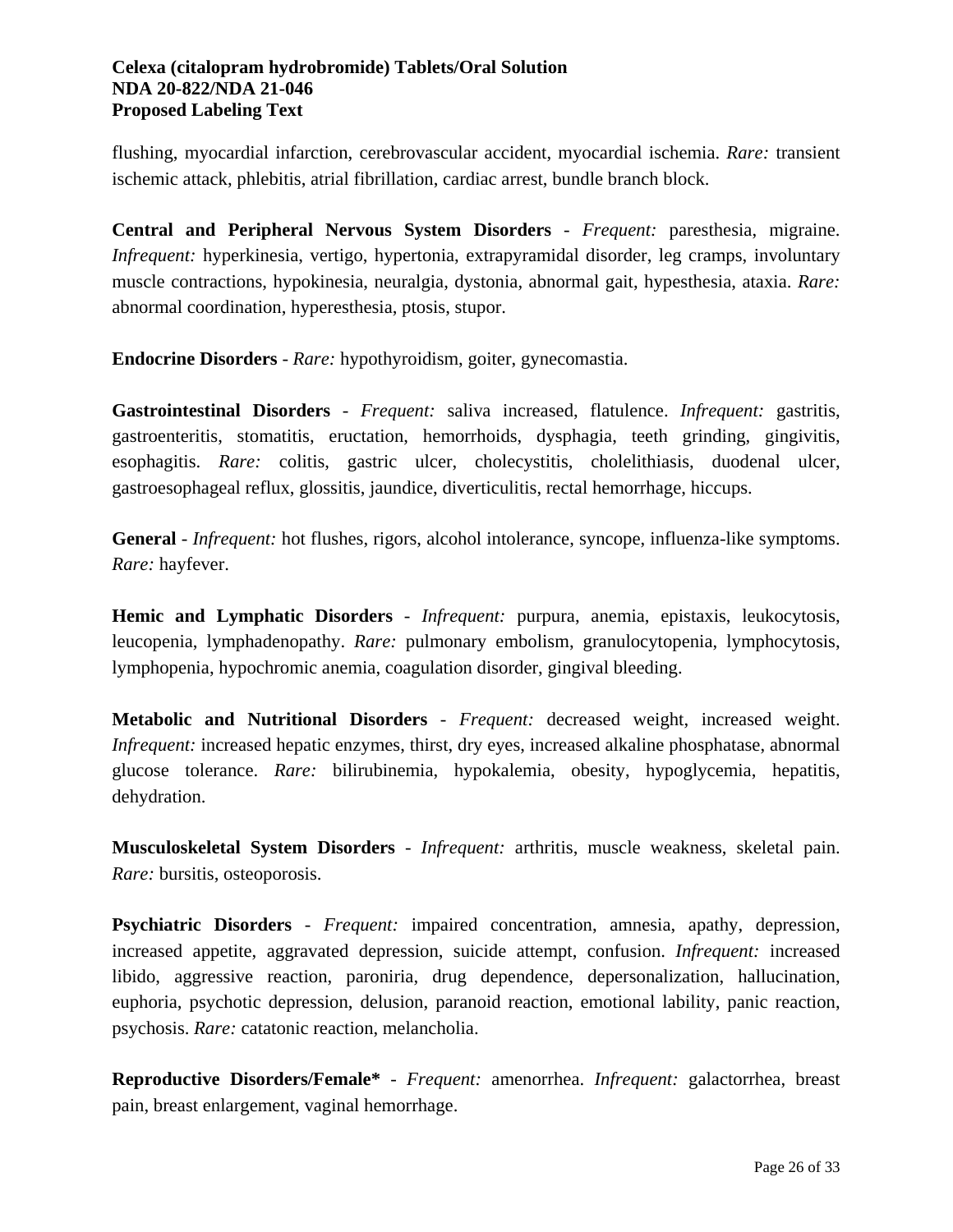flushing, myocardial infarction, cerebrovascular accident, myocardial ischemia. *Rare:* transient ischemic attack, phlebitis, atrial fibrillation, cardiac arrest, bundle branch block.

**Central and Peripheral Nervous System Disorders** - *Frequent:* paresthesia, migraine. *Infrequent:* hyperkinesia, vertigo, hypertonia, extrapyramidal disorder, leg cramps, involuntary muscle contractions, hypokinesia, neuralgia, dystonia, abnormal gait, hypesthesia, ataxia. *Rare:* abnormal coordination, hyperesthesia, ptosis, stupor.

**Endocrine Disorders** - *Rare:* hypothyroidism, goiter, gynecomastia.

**Gastrointestinal Disorders** - *Frequent:* saliva increased, flatulence. *Infrequent:* gastritis, gastroenteritis, stomatitis, eructation, hemorrhoids, dysphagia, teeth grinding, gingivitis, esophagitis. *Rare:* colitis, gastric ulcer, cholecystitis, cholelithiasis, duodenal ulcer, gastroesophageal reflux, glossitis, jaundice, diverticulitis, rectal hemorrhage, hiccups.

**General** - *Infrequent:* hot flushes, rigors, alcohol intolerance, syncope, influenza-like symptoms. *Rare:* hayfever.

**Hemic and Lymphatic Disorders** - *Infrequent:* purpura, anemia, epistaxis, leukocytosis, leucopenia, lymphadenopathy. *Rare:* pulmonary embolism, granulocytopenia, lymphocytosis, lymphopenia, hypochromic anemia, coagulation disorder, gingival bleeding.

**Metabolic and Nutritional Disorders** - *Frequent:* decreased weight, increased weight. *Infrequent:* increased hepatic enzymes, thirst, dry eyes, increased alkaline phosphatase, abnormal glucose tolerance. *Rare:* bilirubinemia, hypokalemia, obesity, hypoglycemia, hepatitis, dehydration.

**Musculoskeletal System Disorders** - *Infrequent:* arthritis, muscle weakness, skeletal pain. *Rare:* bursitis, osteoporosis.

**Psychiatric Disorders** - *Frequent:* impaired concentration, amnesia, apathy, depression, increased appetite, aggravated depression, suicide attempt, confusion. *Infrequent:* increased libido, aggressive reaction, paroniria, drug dependence, depersonalization, hallucination, euphoria, psychotic depression, delusion, paranoid reaction, emotional lability, panic reaction, psychosis. *Rare:* catatonic reaction, melancholia.

**Reproductive Disorders/Female*** - *Frequent:* amenorrhea. *Infrequent:* galactorrhea, breast pain, breast enlargement, vaginal hemorrhage.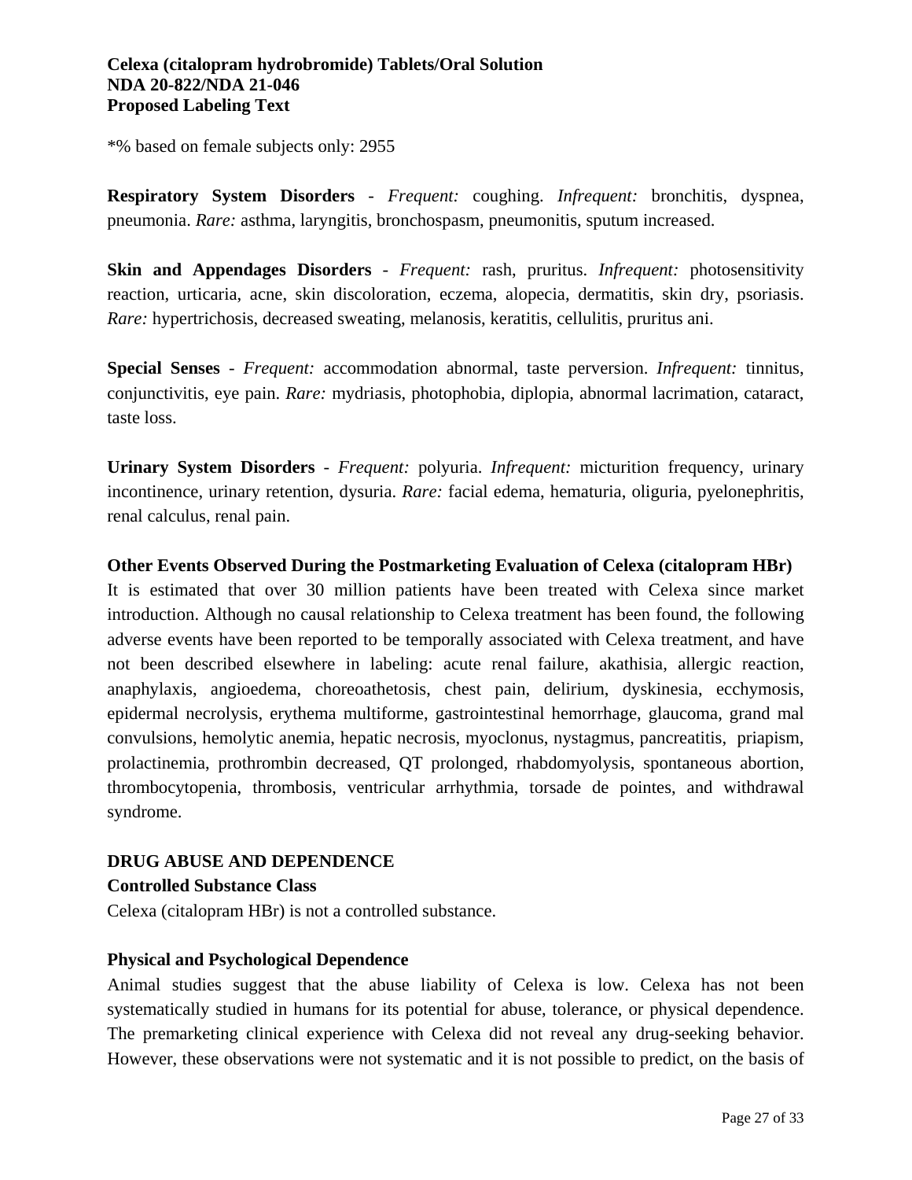*% based on female subjects only: 2955

**Respiratory System Disorders** - *Frequent:* coughing. *Infrequent:* bronchitis, dyspnea, pneumonia. *Rare:* asthma, laryngitis, bronchospasm, pneumonitis, sputum increased.

**Skin and Appendages Disorders** - *Frequent:* rash, pruritus. *Infrequent:* photosensitivity reaction, urticaria, acne, skin discoloration, eczema, alopecia, dermatitis, skin dry, psoriasis. *Rare:* hypertrichosis, decreased sweating, melanosis, keratitis, cellulitis, pruritus ani.

**Special Senses** - *Frequent:* accommodation abnormal, taste perversion. *Infrequent:* tinnitus, conjunctivitis, eye pain. *Rare:* mydriasis, photophobia, diplopia, abnormal lacrimation, cataract, taste loss.

**Urinary System Disorders** - *Frequent:* polyuria. *Infrequent:* micturition frequency, urinary incontinence, urinary retention, dysuria. *Rare:* facial edema, hematuria, oliguria, pyelonephritis, renal calculus, renal pain.

**Other Events Observed During the Postmarketing Evaluation of Celexa (citalopram HBr)**

It is estimated that over 30 million patients have been treated with Celexa since market introduction. Although no causal relationship to Celexa treatment has been found, the following adverse events have been reported to be temporally associated with Celexa treatment, and have not been described elsewhere in labeling: acute renal failure, akathisia, allergic reaction, anaphylaxis, angioedema, choreoathetosis, chest pain, delirium, dyskinesia, ecchymosis, epidermal necrolysis, erythema multiforme, gastrointestinal hemorrhage, glaucoma, grand mal convulsions, hemolytic anemia, hepatic necrosis, myoclonus, nystagmus, pancreatitis, priapism, prolactinemia, prothrombin decreased, QT prolonged, rhabdomyolysis, spontaneous abortion, thrombocytopenia, thrombosis, ventricular arrhythmia, torsade de pointes, and withdrawal syndrome.

## DRUG ABUSE AND DEPENDENCE

**Controlled Substance Class**

Celexa (citalopram HBr) is not a controlled substance.

**Physical and Psychological Dependence**

Animal studies suggest that the abuse liability of Celexa is low. Celexa has not been systematically studied in humans for its potential for abuse, tolerance, or physical dependence. The premarketing clinical experience with Celexa did not reveal any drug-seeking behavior. However, these observations were not systematic and it is not possible to predict, on the basis of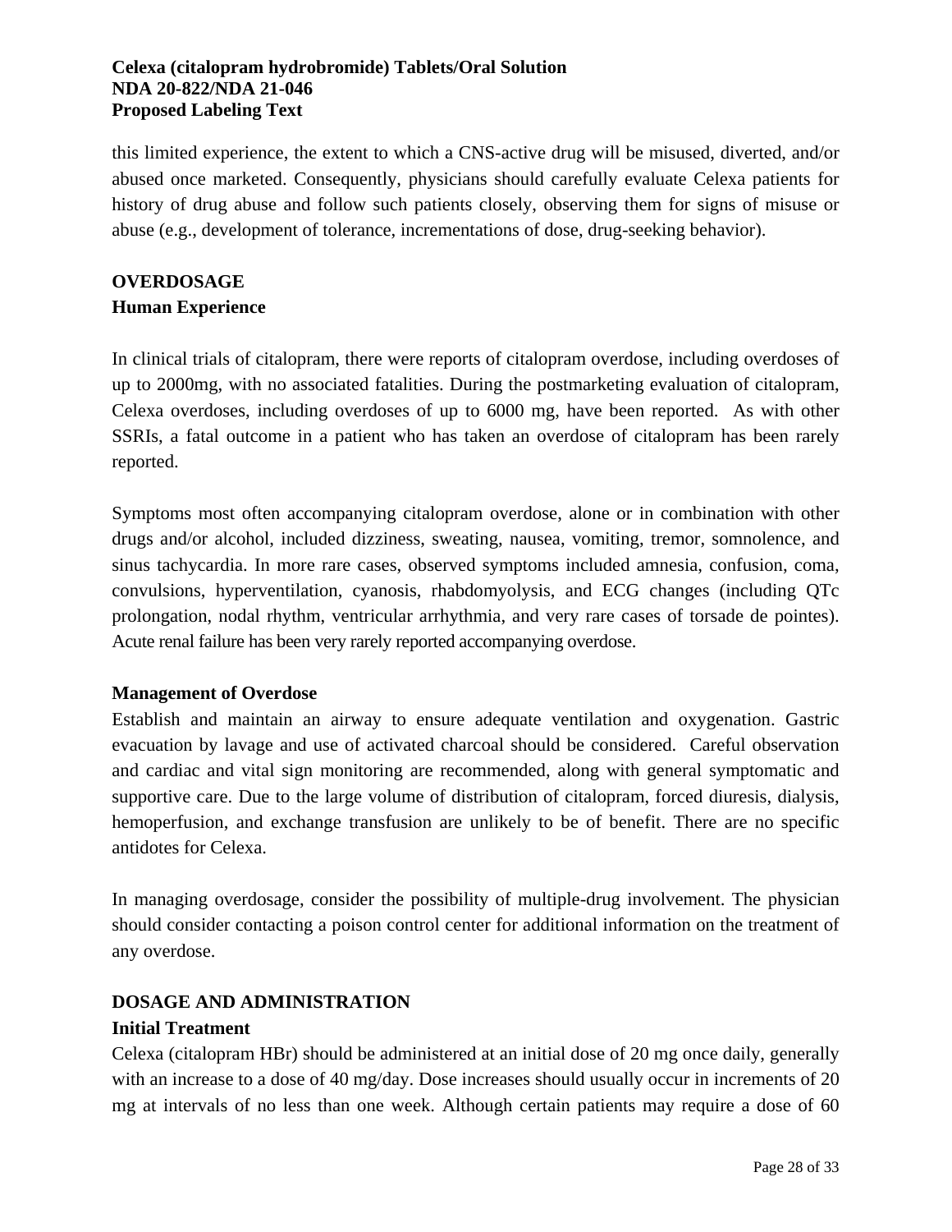this limited experience, the extent to which a CNS-active drug will be misused, diverted, and/or abused once marketed. Consequently, physicians should carefully evaluate Celexa patients for history of drug abuse and follow such patients closely, observing them for signs of misuse or abuse (e.g., development of tolerance, incrementations of dose, drug-seeking behavior).

## OVERDOSAGE

### Human Experience

In clinical trials of citalopram, there were reports of citalopram overdose, including overdoses of up to 2000mg, with no associated fatalities. During the postmarketing evaluation of citalopram, Celexa overdoses, including overdoses of up to 6000 mg, have been reported. As with other SSRIs, a fatal outcome in a patient who has taken an overdose of citalopram has been rarely reported.

Symptoms most often accompanying citalopram overdose, alone or in combination with other drugs and/or alcohol, included dizziness, sweating, nausea, vomiting, tremor, somnolence, and sinus tachycardia. In more rare cases, observed symptoms included amnesia, confusion, coma, convulsions, hyperventilation, cyanosis, rhabdomyolysis, and ECG changes (including QTc prolongation, nodal rhythm, ventricular arrhythmia, and very rare cases of torsade de pointes). Acute renal failure has been very rarely reported accompanying overdose.

### Management of Overdose

Establish and maintain an airway to ensure adequate ventilation and oxygenation. Gastric evacuation by lavage and use of activated charcoal should be considered. Careful observation and cardiac and vital sign monitoring are recommended, along with general symptomatic and supportive care. Due to the large volume of distribution of citalopram, forced diuresis, dialysis, hemoperfusion, and exchange transfusion are unlikely to be of benefit. There are no specific antidotes for Celexa.

In managing overdosage, consider the possibility of multiple-drug involvement. The physician should consider contacting a poison control center for additional information on the treatment of any overdose.

## DOSAGE AND ADMINISTRATION

### Initial Treatment

Celexa (citalopram HBr) should be administered at an initial dose of 20 mg once daily, generally with an increase to a dose of 40 mg/day. Dose increases should usually occur in increments of 20 mg at intervals of no less than one week. Although certain patients may require a dose of 60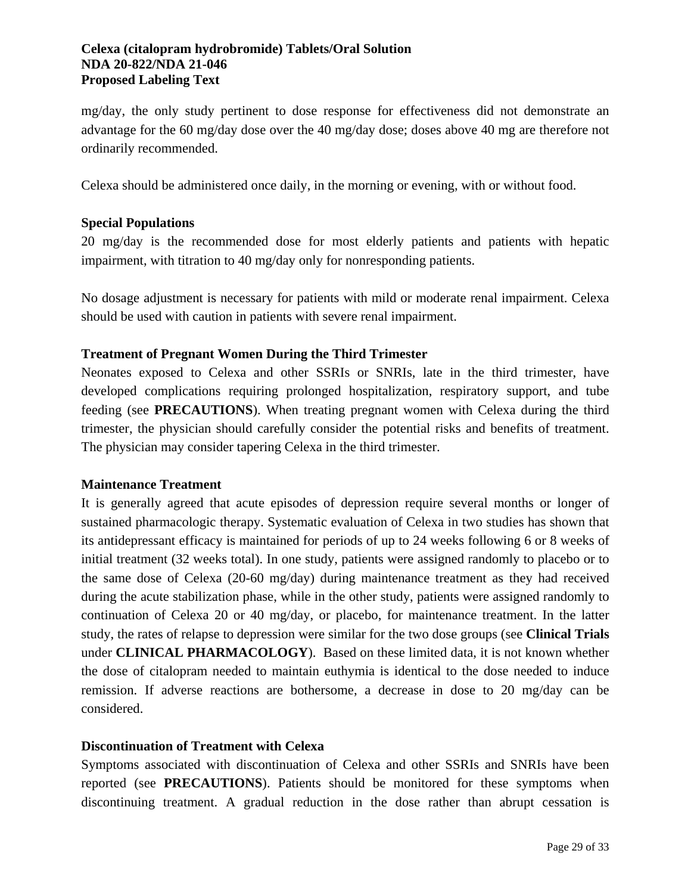mg/day, the only study pertinent to dose response for effectiveness did not demonstrate an advantage for the 60 mg/day dose over the 40 mg/day dose; doses above 40 mg are therefore not ordinarily recommended.

Celexa should be administered once daily, in the morning or evening, with or without food.

**Special Populations**

20 mg/day is the recommended dose for most elderly patients and patients with hepatic impairment, with titration to 40 mg/day only for nonresponding patients.

No dosage adjustment is necessary for patients with mild or moderate renal impairment. Celexa should be used with caution in patients with severe renal impairment.

**Treatment of Pregnant Women During the Third Trimester**

Neonates exposed to Celexa and other SSRIs or SNRIs, late in the third trimester, have developed complications requiring prolonged hospitalization, respiratory support, and tube feeding (see **PRECAUTIONS**). When treating pregnant women with Celexa during the third trimester, the physician should carefully consider the potential risks and benefits of treatment. The physician may consider tapering Celexa in the third trimester.

**Maintenance Treatment**

It is generally agreed that acute episodes of depression require several months or longer of sustained pharmacologic therapy. Systematic evaluation of Celexa in two studies has shown that its antidepressant efficacy is maintained for periods of up to 24 weeks following 6 or 8 weeks of initial treatment (32 weeks total). In one study, patients were assigned randomly to placebo or to the same dose of Celexa (20-60 mg/day) during maintenance treatment as they had received during the acute stabilization phase, while in the other study, patients were assigned randomly to continuation of Celexa 20 or 40 mg/day, or placebo, for maintenance treatment. In the latter study, the rates of relapse to depression were similar for the two dose groups (see **Clinical Trials** under **CLINICAL PHARMACOLOGY**). Based on these limited data, it is not known whether the dose of citalopram needed to maintain euthymia is identical to the dose needed to induce remission. If adverse reactions are bothersome, a decrease in dose to 20 mg/day can be considered.

**Discontinuation of Treatment with Celexa**

Symptoms associated with discontinuation of Celexa and other SSRIs and SNRIs have been reported (see **PRECAUTIONS**). Patients should be monitored for these symptoms when discontinuing treatment. A gradual reduction in the dose rather than abrupt cessation is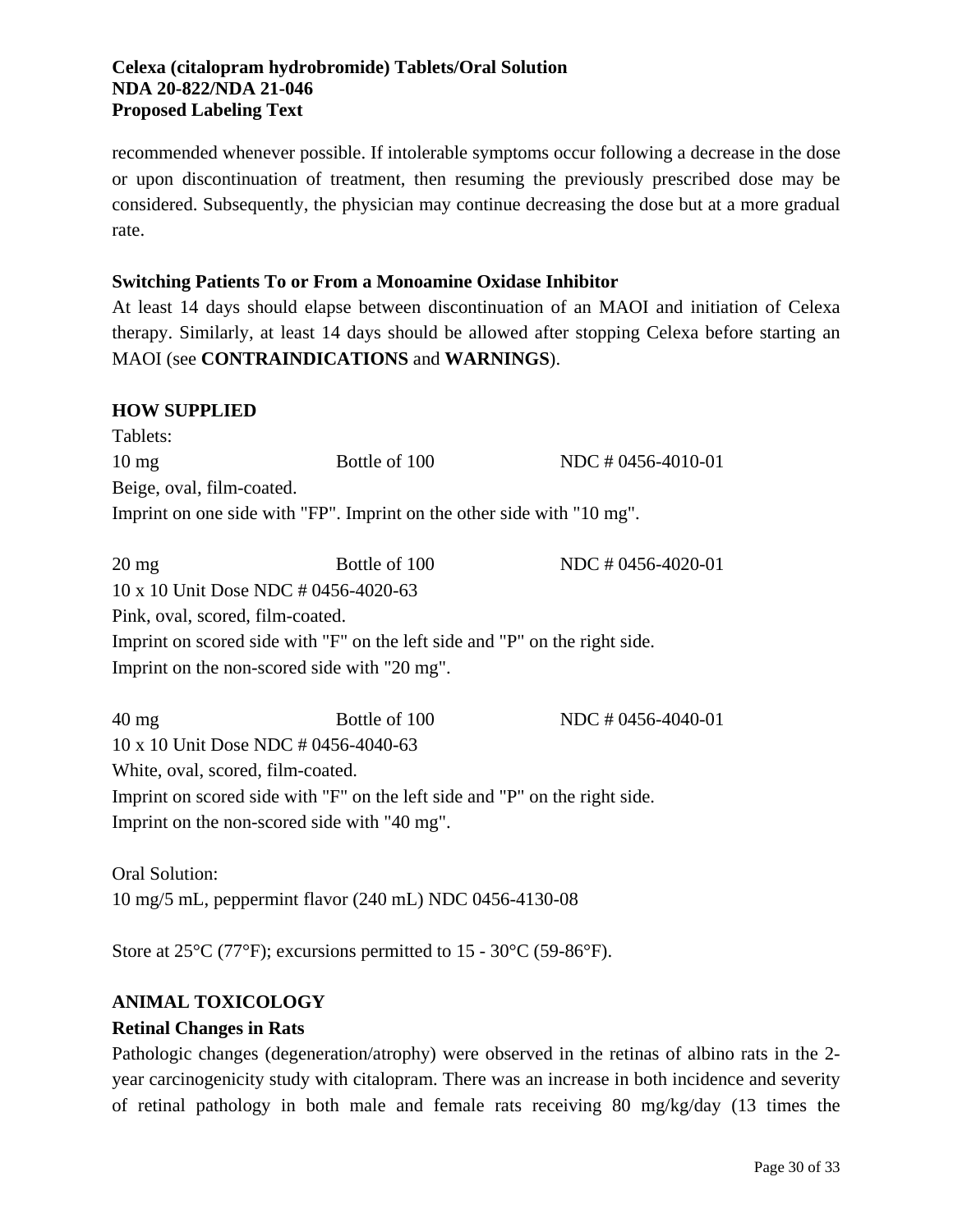recommended whenever possible. If intolerable symptoms occur following a decrease in the dose or upon discontinuation of treatment, then resuming the previously prescribed dose may be considered. Subsequently, the physician may continue decreasing the dose but at a more gradual rate.

**Switching Patients To or From a Monoamine Oxidase Inhibitor**

At least 14 days should elapse between discontinuation of an MAOI and initiation of Celexa therapy. Similarly, at least 14 days should be allowed after stopping Celexa before starting an MAOI (see **CONTRAINDICATIONS** and **WARNINGS**).

## HOW SUPPLIED

Tablets:

10 mg Bottle of 100 NDC # 0456-4010-01

Beige, oval, film-coated.

Imprint on one side with "FP". Imprint on the other side with "10 mg".

20 mg Bottle of 100 NDC # 0456-4020-01

10 x 10 Unit Dose NDC # 0456-4020-63

Pink, oval, scored, film-coated.

Imprint on scored side with "F" on the left side and "P" on the right side.

Imprint on the non-scored side with "20 mg".

40 mg Bottle of 100 NDC # 0456-4040-01

10 x 10 Unit Dose NDC # 0456-4040-63

White, oval, scored, film-coated.

Imprint on scored side with "F" on the left side and "P" on the right side.

Imprint on the non-scored side with "40 mg".

Oral Solution:

10 mg/5 mL, peppermint flavor (240 mL) NDC 0456-4130-08

Store at 25°C (77°F); excursions permitted to 15 - 30°C (59-86°F).

## ANIMAL TOXICOLOGY

**Retinal Changes in Rats**

Pathologic changes (degeneration/atrophy) were observed in the retinas of albino rats in the 2-year carcinogenicity study with citalopram. There was an increase in both incidence and severity of retinal pathology in both male and female rats receiving 80 mg/kg/day (13 times the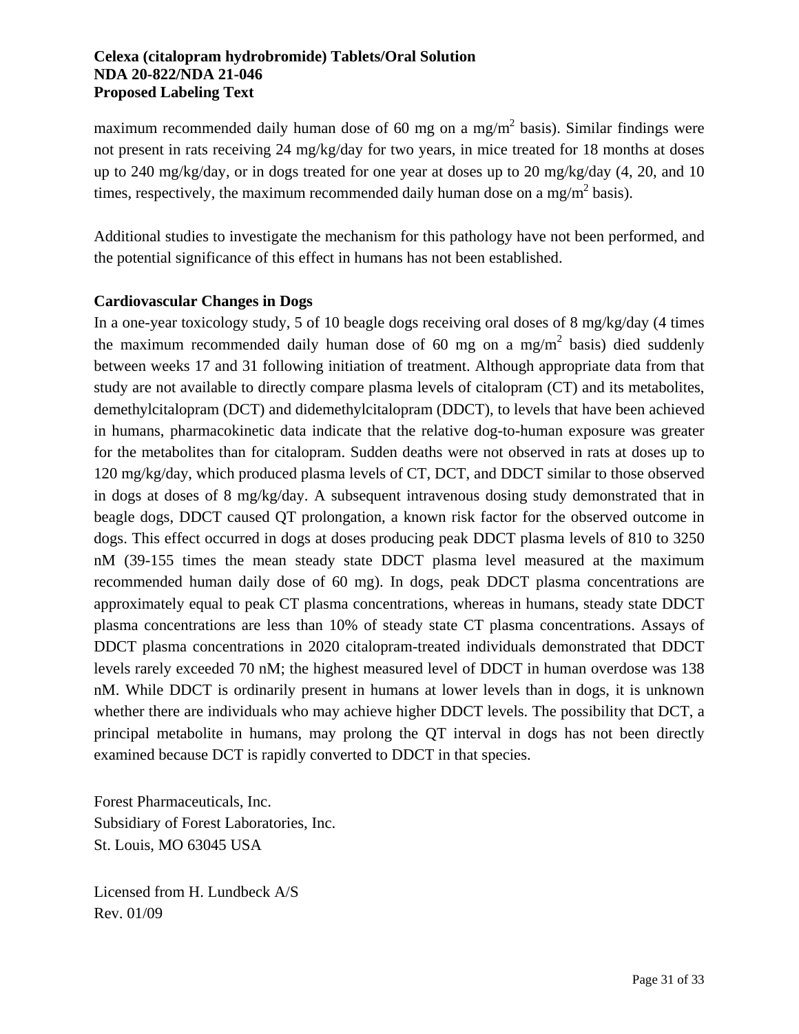maximum recommended daily human dose of 60 mg on a mg/m$^2$ basis). Similar findings were not present in rats receiving 24 mg/kg/day for two years, in mice treated for 18 months at doses up to 240 mg/kg/day, or in dogs treated for one year at doses up to 20 mg/kg/day (4, 20, and 10 times, respectively, the maximum recommended daily human dose on a mg/m$^2$ basis).

Additional studies to investigate the mechanism for this pathology have not been performed, and the potential significance of this effect in humans has not been established.

**Cardiovascular Changes in Dogs**

In a one-year toxicology study, 5 of 10 beagle dogs receiving oral doses of 8 mg/kg/day (4 times the maximum recommended daily human dose of 60 mg on a mg/m$^2$ basis) died suddenly between weeks 17 and 31 following initiation of treatment. Although appropriate data from that study are not available to directly compare plasma levels of citalopram (CT) and its metabolites, demethylcitalopram (DCT) and didemethylcitalopram (DDCT), to levels that have been achieved in humans, pharmacokinetic data indicate that the relative dog-to-human exposure was greater for the metabolites than for citalopram. Sudden deaths were not observed in rats at doses up to 120 mg/kg/day, which produced plasma levels of CT, DCT, and DDCT similar to those observed in dogs at doses of 8 mg/kg/day. A subsequent intravenous dosing study demonstrated that in beagle dogs, DDCT caused QT prolongation, a known risk factor for the observed outcome in dogs. This effect occurred in dogs at doses producing peak DDCT plasma levels of 810 to 3250 nM (39-155 times the mean steady state DDCT plasma level measured at the maximum recommended human daily dose of 60 mg). In dogs, peak DDCT plasma concentrations are approximately equal to peak CT plasma concentrations, whereas in humans, steady state DDCT plasma concentrations are less than 10% of steady state CT plasma concentrations. Assays of DDCT plasma concentrations in 2020 citalopram-treated individuals demonstrated that DDCT levels rarely exceeded 70 nM; the highest measured level of DDCT in human overdose was 138 nM. While DDCT is ordinarily present in humans at lower levels than in dogs, it is unknown whether there are individuals who may achieve higher DDCT levels. The possibility that DCT, a principal metabolite in humans, may prolong the QT interval in dogs has not been directly examined because DCT is rapidly converted to DDCT in that species.

Forest Pharmaceuticals, Inc.
Subsidiary of Forest Laboratories, Inc.
St. Louis, MO 63045 USA

Licensed from H. Lundbeck A/S
Rev. 01/09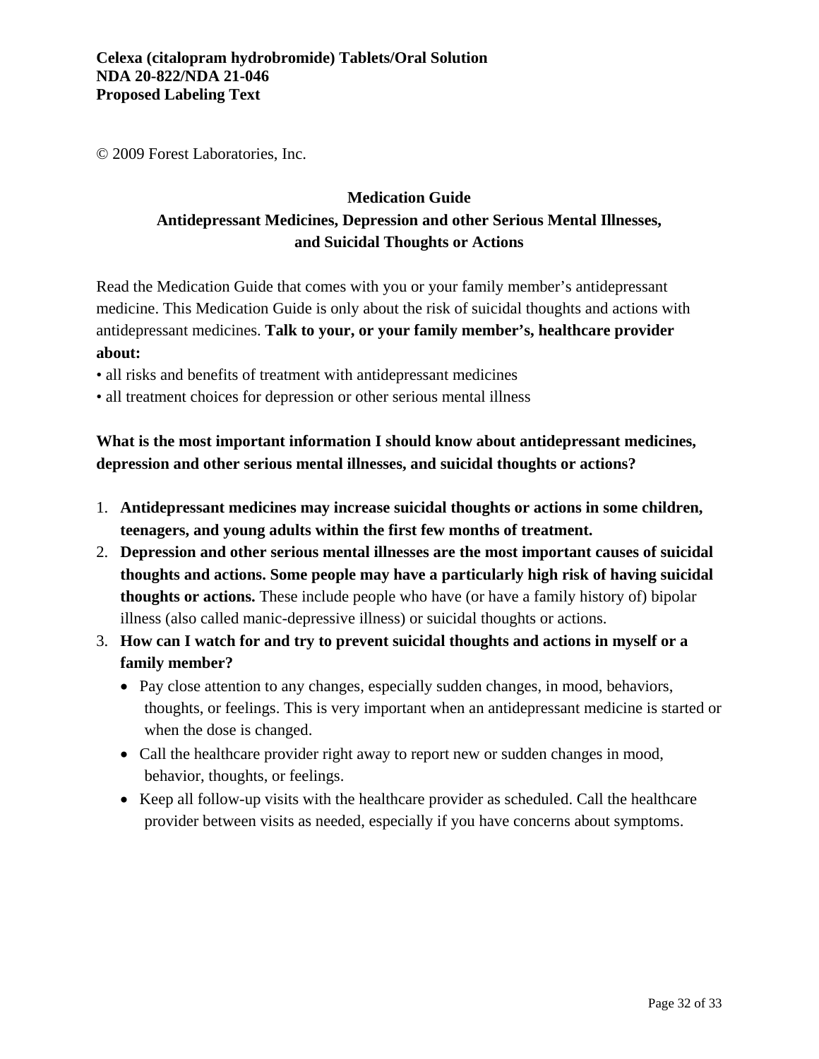© 2009 Forest Laboratories, Inc.

## Medication Guide
## Antidepressant Medicines, Depression and other Serious Mental Illnesses, and Suicidal Thoughts or Actions

Read the Medication Guide that comes with you or your family member's antidepressant medicine. This Medication Guide is only about the risk of suicidal thoughts and actions with antidepressant medicines. **Talk to your, or your family member's, healthcare provider about:**

- all risks and benefits of treatment with antidepressant medicines
- all treatment choices for depression or other serious mental illness

**What is the most important information I should know about antidepressant medicines, depression and other serious mental illnesses, and suicidal thoughts or actions?**

1. **Antidepressant medicines may increase suicidal thoughts or actions in some children, teenagers, and young adults within the first few months of treatment.**
2. **Depression and other serious mental illnesses are the most important causes of suicidal thoughts and actions. Some people may have a particularly high risk of having suicidal thoughts or actions.** These include people who have (or have a family history of) bipolar illness (also called manic-depressive illness) or suicidal thoughts or actions.
3. **How can I watch for and try to prevent suicidal thoughts and actions in myself or a family member?**
   - Pay close attention to any changes, especially sudden changes, in mood, behaviors, thoughts, or feelings. This is very important when an antidepressant medicine is started or when the dose is changed.
   - Call the healthcare provider right away to report new or sudden changes in mood, behavior, thoughts, or feelings.
   - Keep all follow-up visits with the healthcare provider as scheduled. Call the healthcare provider between visits as needed, especially if you have concerns about symptoms.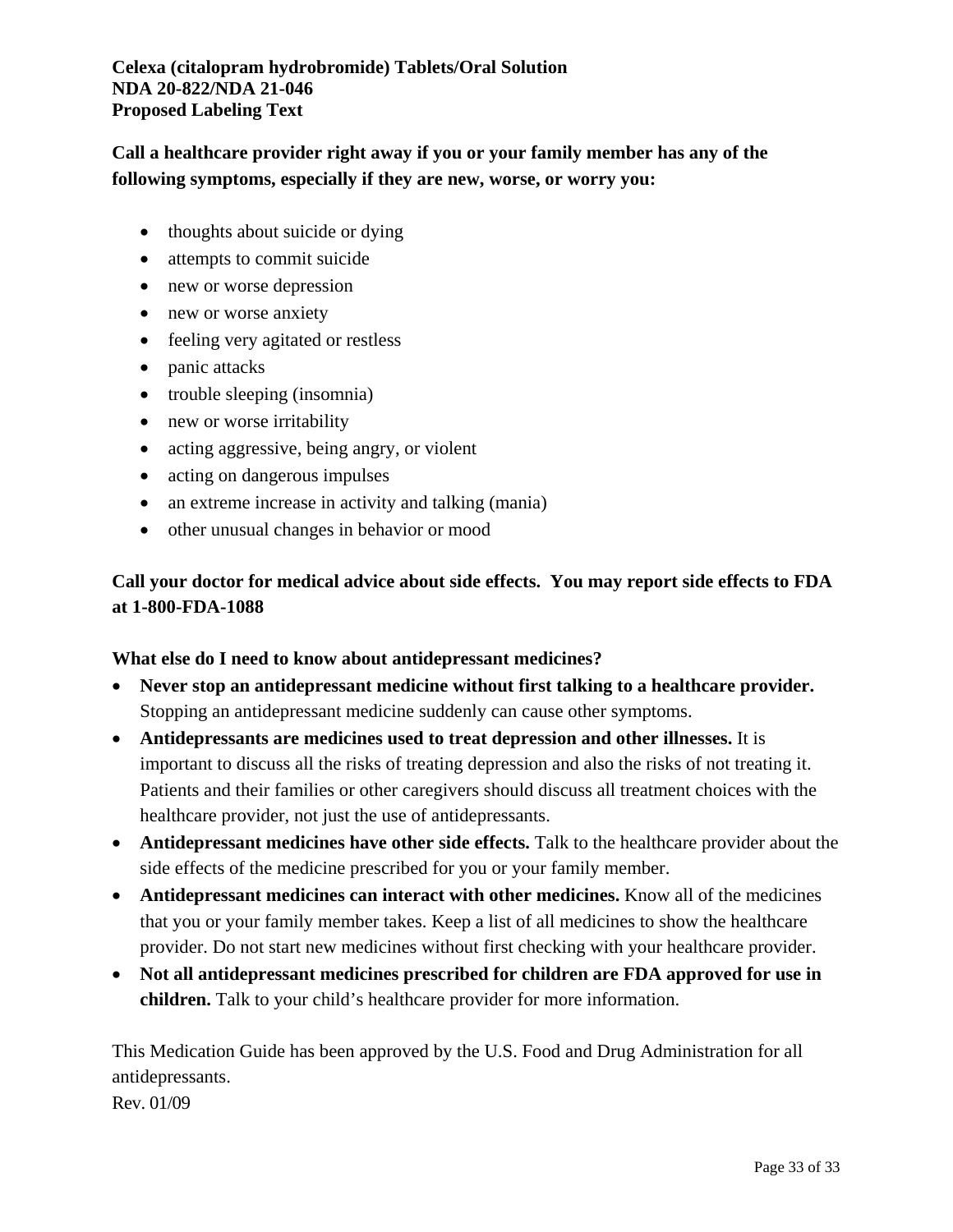**Call a healthcare provider right away if you or your family member has any of the following symptoms, especially if they are new, worse, or worry you:**

- thoughts about suicide or dying
- attempts to commit suicide
- new or worse depression
- new or worse anxiety
- feeling very agitated or restless
- panic attacks
- trouble sleeping (insomnia)
- new or worse irritability
- acting aggressive, being angry, or violent
- acting on dangerous impulses
- an extreme increase in activity and talking (mania)
- other unusual changes in behavior or mood

**Call your doctor for medical advice about side effects. You may report side effects to FDA at 1-800-FDA-1088**

**What else do I need to know about antidepressant medicines?**

- **Never stop an antidepressant medicine without first talking to a healthcare provider.** Stopping an antidepressant medicine suddenly can cause other symptoms.
- **Antidepressants are medicines used to treat depression and other illnesses.** It is important to discuss all the risks of treating depression and also the risks of not treating it. Patients and their families or other caregivers should discuss all treatment choices with the healthcare provider, not just the use of antidepressants.
- **Antidepressant medicines have other side effects.** Talk to the healthcare provider about the side effects of the medicine prescribed for you or your family member.
- **Antidepressant medicines can interact with other medicines.** Know all of the medicines that you or your family member takes. Keep a list of all medicines to show the healthcare provider. Do not start new medicines without first checking with your healthcare provider.
- **Not all antidepressant medicines prescribed for children are FDA approved for use in children.** Talk to your child's healthcare provider for more information.

This Medication Guide has been approved by the U.S. Food and Drug Administration for all antidepressants.

Rev. 01/09